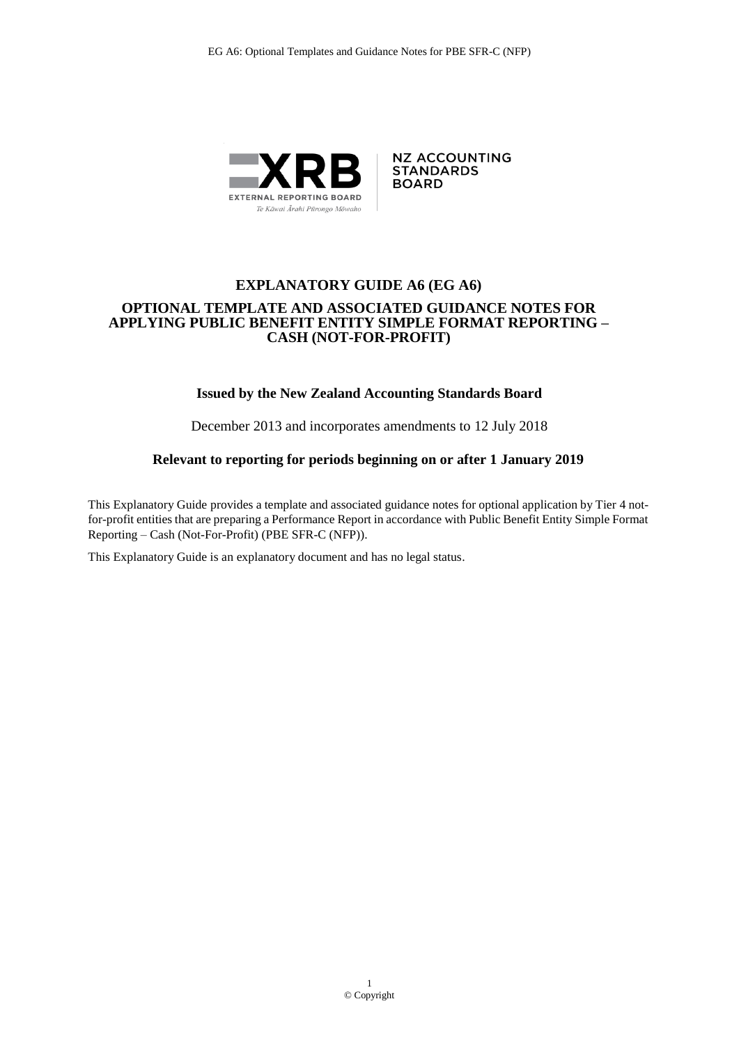NZ ACCOUNTING STANDARDS BOARD

EXTERNAL REPORTING BOARD

Te Kāwai Ārahi Pūrongo Mōwaho

# EXPLANATORY GUIDE A6 (EG A6)

## OPTIONAL TEMPLATE AND ASSOCIATED GUIDANCE NOTES FOR APPLYING PUBLIC BENEFIT ENTITY SIMPLE FORMAT REPORTING – CASH (NOT-FOR-PROFIT)

**Issued by the New Zealand Accounting Standards Board**

December 2013 and incorporates amendments to 12 July 2018

**Relevant to reporting for periods beginning on or after 1 January 2019**

This Explanatory Guide provides a template and associated guidance notes for optional application by Tier 4 not-for-profit entities that are preparing a Performance Report in accordance with Public Benefit Entity Simple Format Reporting – Cash (Not-For-Profit) (PBE SFR-C (NFP)).

This Explanatory Guide is an explanatory document and has no legal status.

© Copyright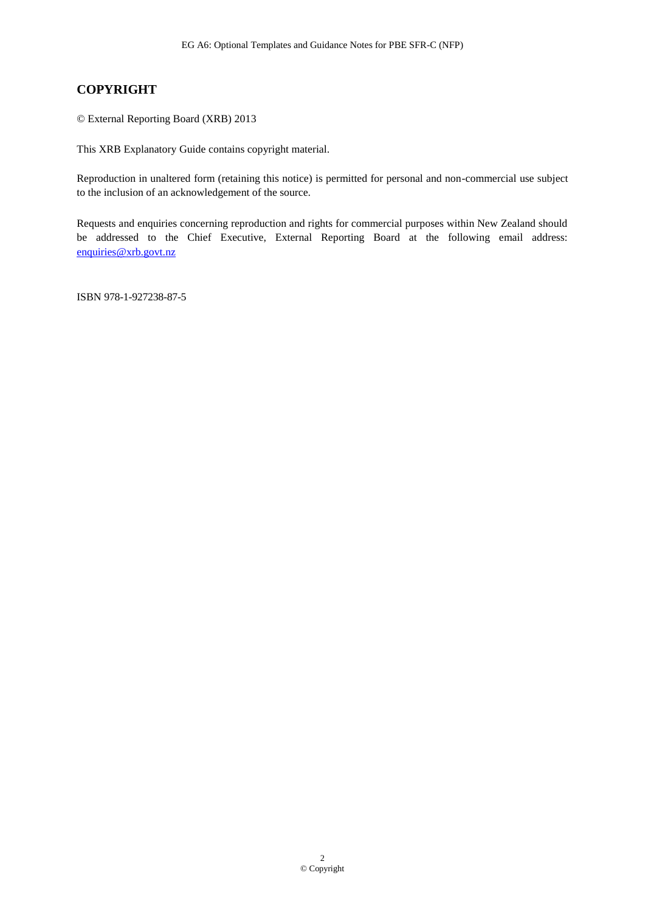## COPYRIGHT

© External Reporting Board (XRB) 2013

This XRB Explanatory Guide contains copyright material.

Reproduction in unaltered form (retaining this notice) is permitted for personal and non-commercial use subject to the inclusion of an acknowledgement of the source.

Requests and enquiries concerning reproduction and rights for commercial purposes within New Zealand should be addressed to the Chief Executive, External Reporting Board at the following email address: enquiries@xrb.govt.nz

ISBN 978-1-927238-87-5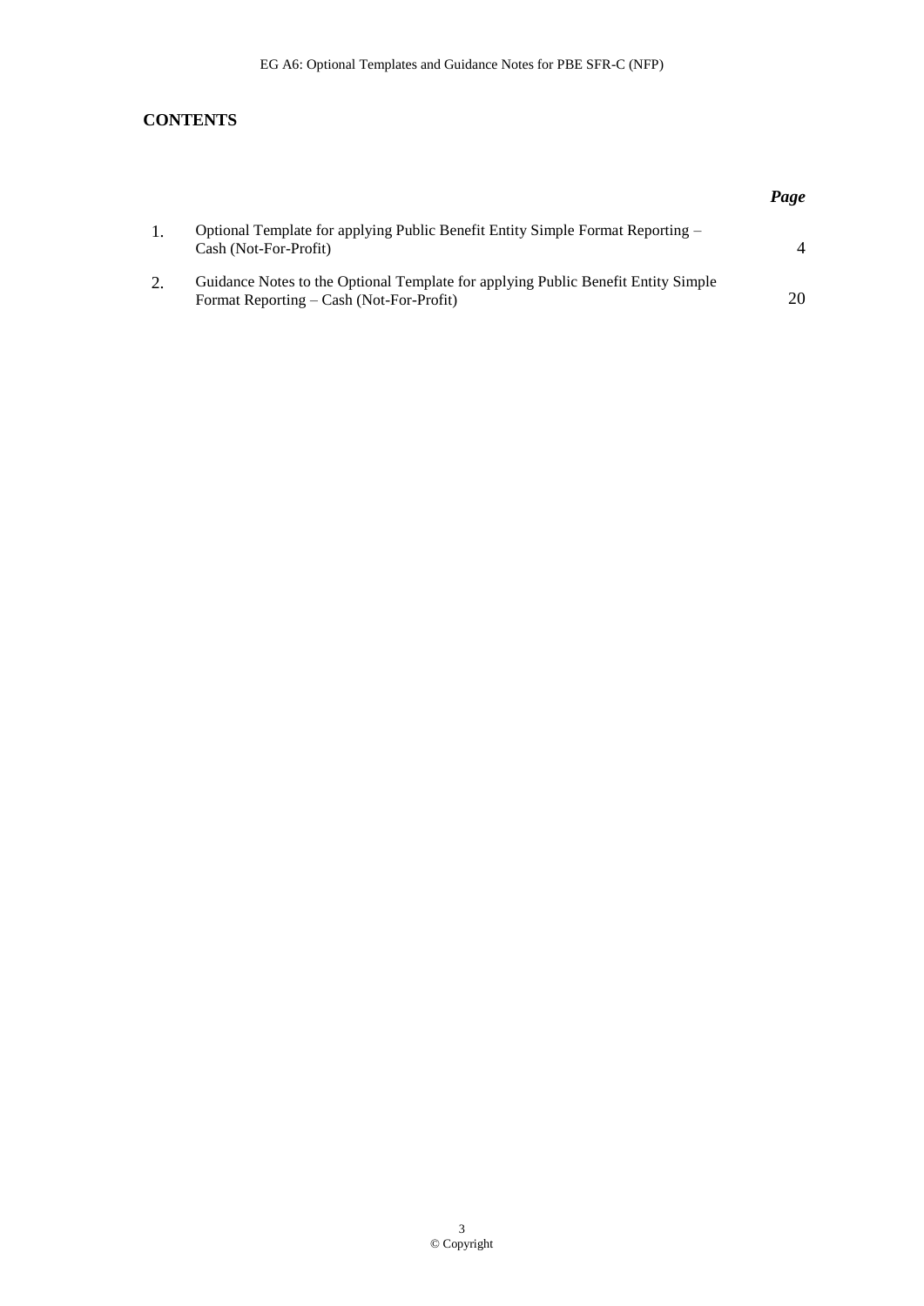# CONTENTS

| | | *Page* |
|---|---|---|
| 1. | Optional Template for applying Public Benefit Entity Simple Format Reporting – Cash (Not-For-Profit) | 4 |
| 2. | Guidance Notes to the Optional Template for applying Public Benefit Entity Simple Format Reporting – Cash (Not-For-Profit) | 20 |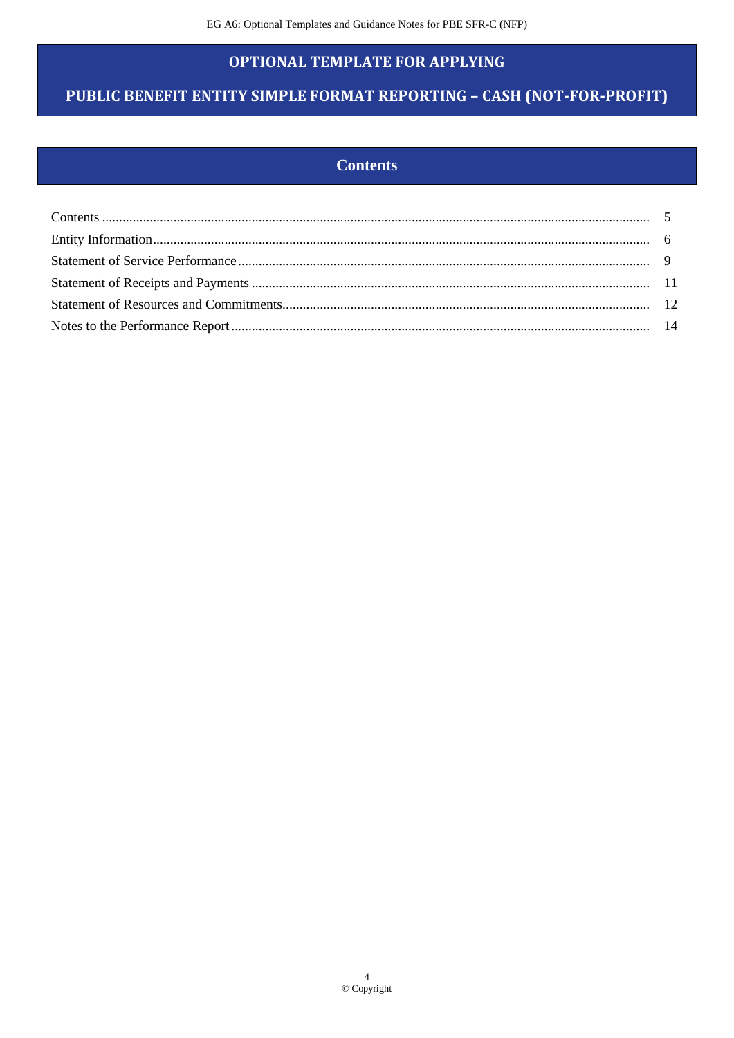# OPTIONAL TEMPLATE FOR APPLYING

# PUBLIC BENEFIT ENTITY SIMPLE FORMAT REPORTING – CASH (NOT-FOR-PROFIT)

## Contents

| | |
|---|---|
| Contents | 5 |
| Entity Information | 6 |
| Statement of Service Performance | 9 |
| Statement of Receipts and Payments | 11 |
| Statement of Resources and Commitments | 12 |
| Notes to the Performance Report | 14 |

© Copyright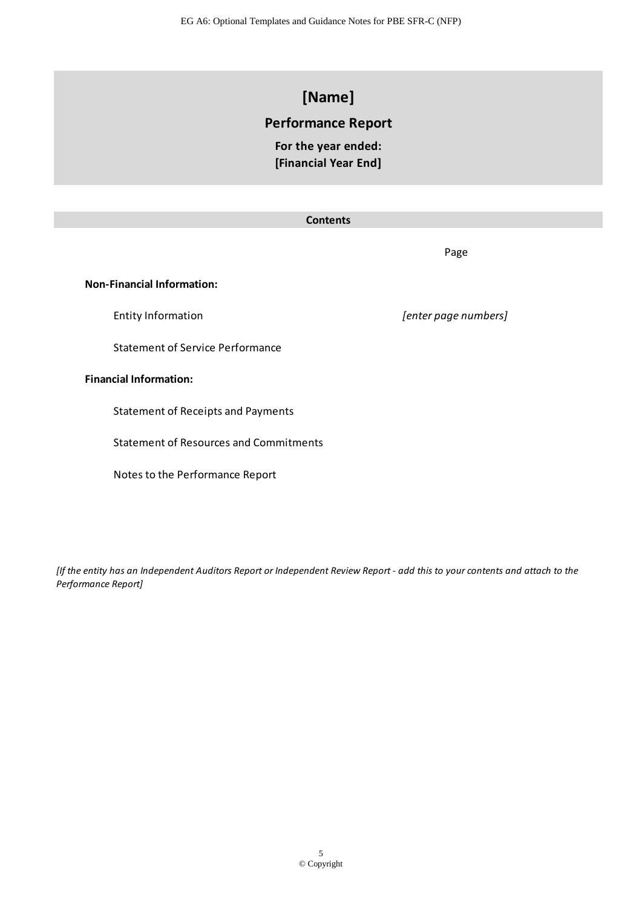# [Name]

## Performance Report

**For the year ended:**
**[Financial Year End]**

**Contents**

| | Page |
|---|---|
| **Non-Financial Information:** | |
| Entity Information | *[enter page numbers]* |
| Statement of Service Performance | |
| **Financial Information:** | |
| Statement of Receipts and Payments | |
| Statement of Resources and Commitments | |
| Notes to the Performance Report | |

*[If the entity has an Independent Auditors Report or Independent Review Report - add this to your contents and attach to the Performance Report]*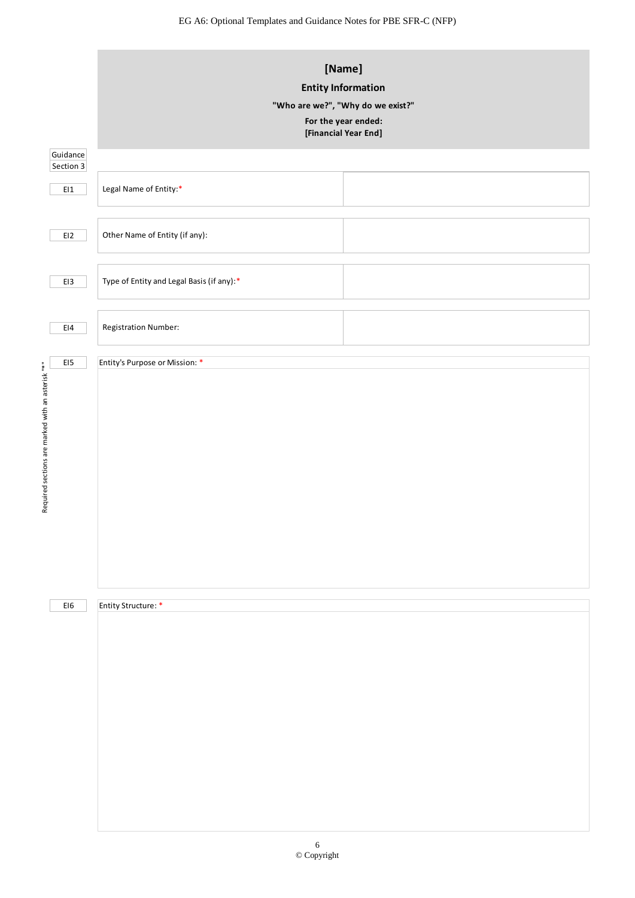# [Name]

## Entity Information

**"Who are we?", "Why do we exist?"**

**For the year ended:**
**[Financial Year End]**

Guidance Section 3

| | | |
|---|---|---|
| EI1 | Legal Name of Entity:* | |
| EI2 | Other Name of Entity (if any): | |
| EI3 | Type of Entity and Legal Basis (if any):* | |
| EI4 | Registration Number: | |

EI5 Entity's Purpose or Mission: *

EI6 Entity Structure: *

Required sections are marked with an asterisk "*"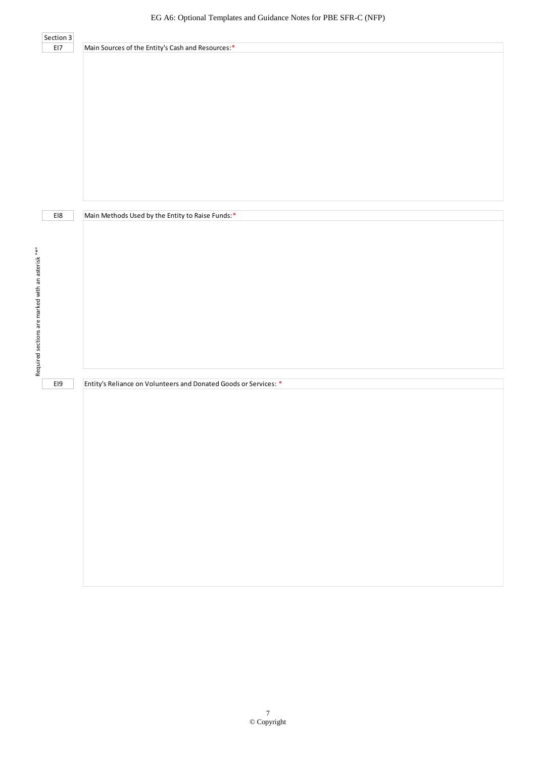Section 3

| EI7 | Main Sources of the Entity's Cash and Resources:* |
| --- | --- |
| | |

| EI8 | Main Methods Used by the Entity to Raise Funds:* |
| --- | --- |
| | |

| EI9 | Entity's Reliance on Volunteers and Donated Goods or Services: * |
| --- | --- |
| | |

Required sections are marked with an asterisk "*"

© Copyright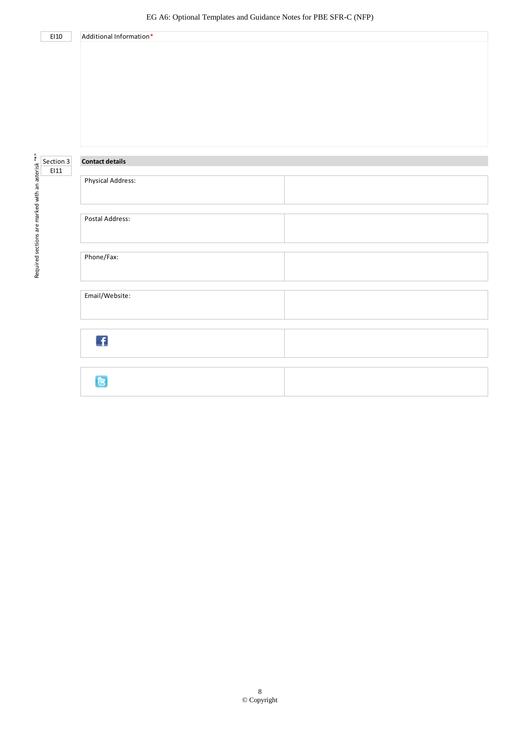| EI10 | Additional Information* |
|---|---|
| | |

Required sections are marked with an asterisk "*"

| Section 3 | **Contact details** |
|---|---|
| EI11 | |

| | |
|---|---|
| Physical Address: | |
| Postal Address: | |
| Phone/Fax: | |
| Email/Website: | |
| Facebook | |
| Twitter | |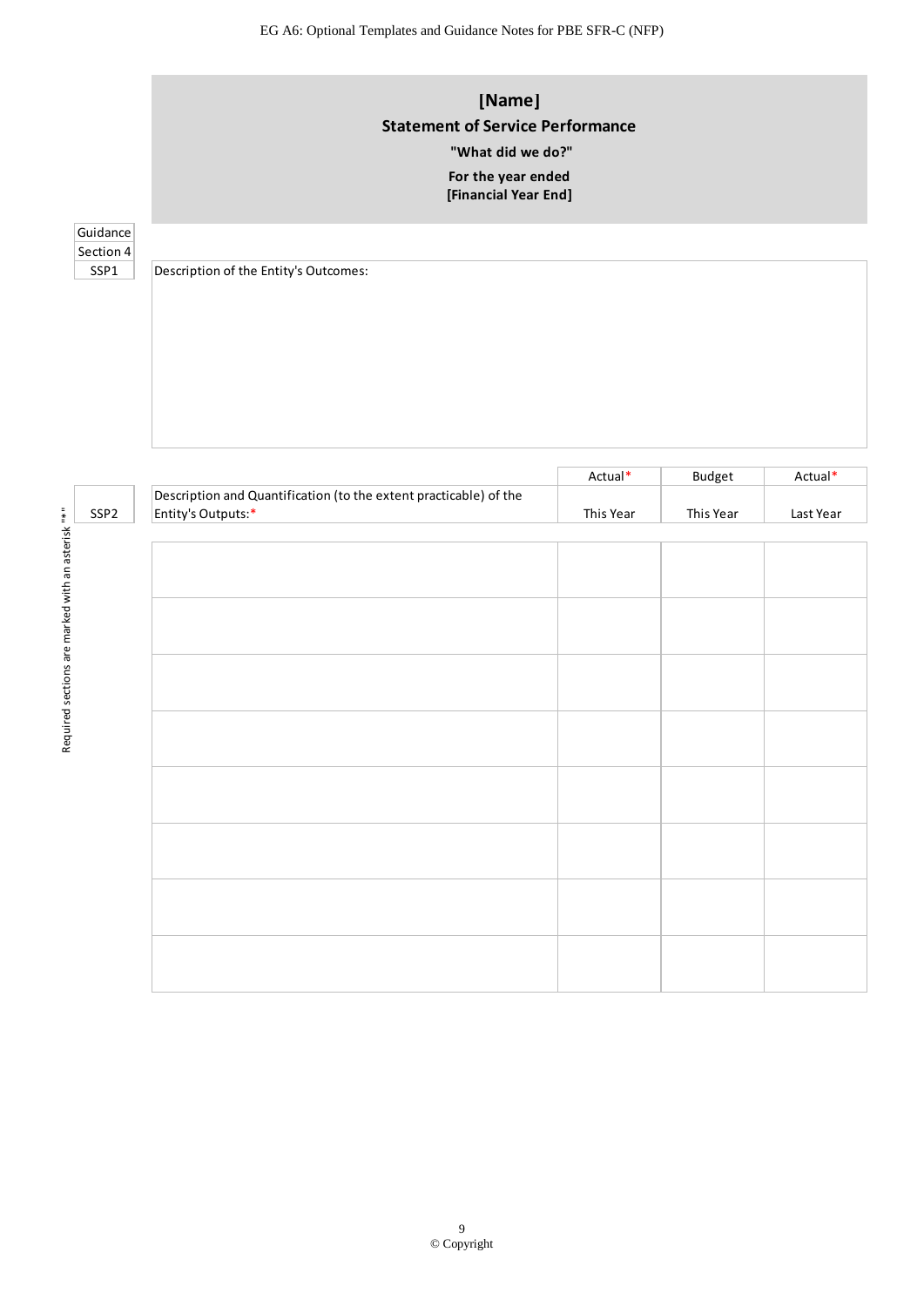# [Name]

## Statement of Service Performance

**"What did we do?"**

**For the year ended**
**[Financial Year End]**

Required sections are marked with an asterisk "*"

| Guidance | |
|---|---|
| Section 4 | |
| SSP1 | Description of the Entity's Outcomes: |

| | | Actual* | Budget | Actual* |
|---|---|---|---|---|
| SSP2 | Description and Quantification (to the extent practicable) of the Entity's Outputs:* | This Year | This Year | Last Year |
| | | | | |
| | | | | |
| | | | | |
| | | | | |
| | | | | |
| | | | | |
| | | | | |
| | | | | |

© Copyright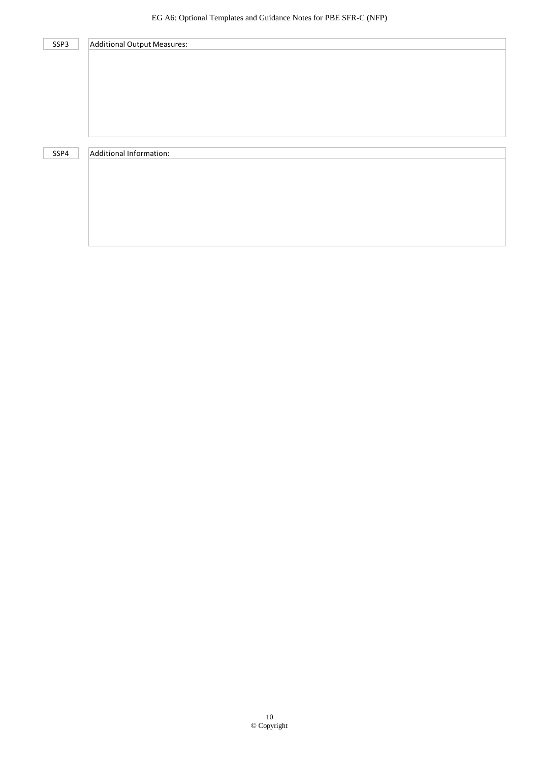| SSP3 | Additional Output Measures: |
|---|---|
| | |

| SSP4 | Additional Information: |
|---|---|
| | |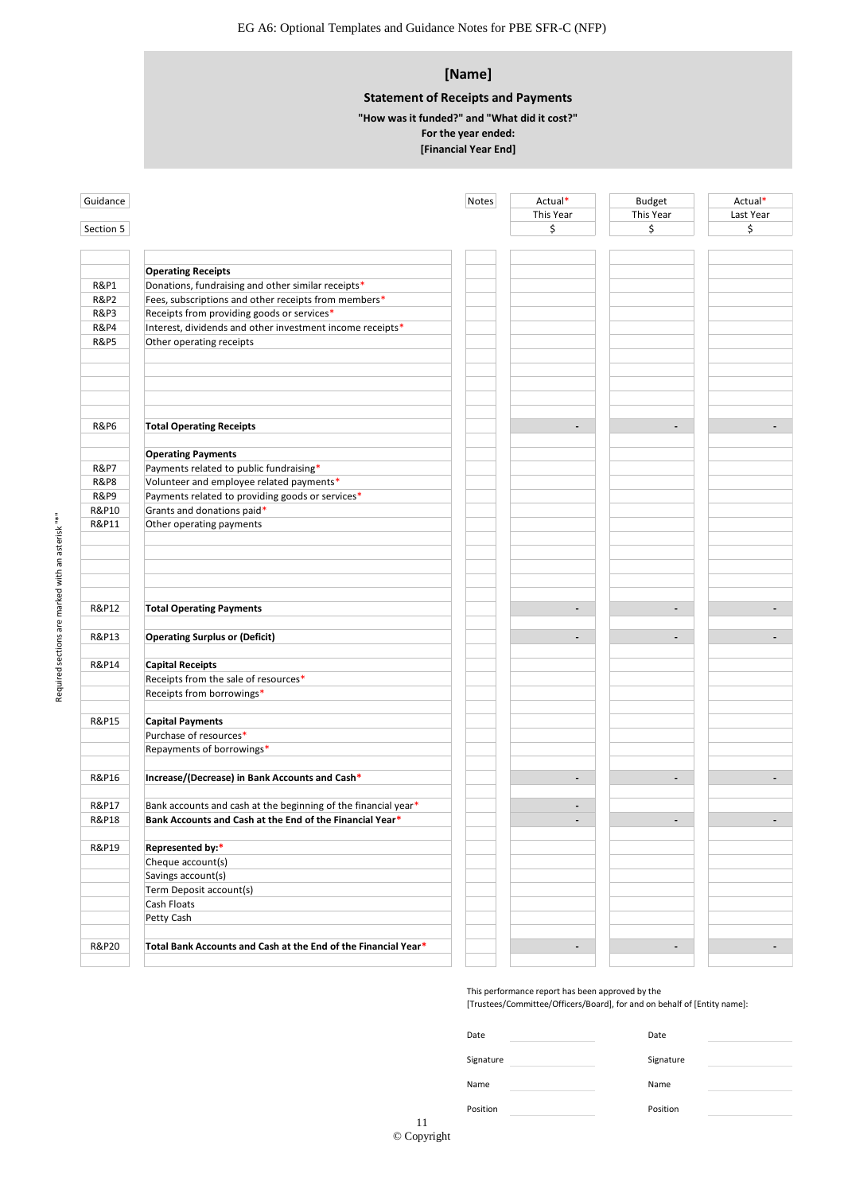EG A6: Optional Templates and Guidance Notes for PBE SFR-C (NFP)

## [Name]

### Statement of Receipts and Payments

**"How was it funded?" and "What did it cost?"**

**For the year ended:**

**[Financial Year End]**

Required sections are marked with an asterisk "*"

| Guidance<br>Section 5 | | Notes | Actual*<br>This Year<br>$ | Budget<br>This Year<br>$ | Actual*<br>Last Year<br>$ |
|---|---|---|---|---|---|
| | **Operating Receipts** | | | | |
| R&P1 | Donations, fundraising and other similar receipts* | | | | |
| R&P2 | Fees, subscriptions and other receipts from members* | | | | |
| R&P3 | Receipts from providing goods or services* | | | | |
| R&P4 | Interest, dividends and other investment income receipts* | | | | |
| R&P5 | Other operating receipts | | | | |
| | | | | | |
| | | | | | |
| | | | | | |
| | | | | | |
| R&P6 | **Total Operating Receipts** | | - | - | - |
| | | | | | |
| | **Operating Payments** | | | | |
| R&P7 | Payments related to public fundraising* | | | | |
| R&P8 | Volunteer and employee related payments* | | | | |
| R&P9 | Payments related to providing goods or services* | | | | |
| R&P10 | Grants and donations paid* | | | | |
| R&P11 | Other operating payments | | | | |
| | | | | | |
| | | | | | |
| | | | | | |
| | | | | | |
| R&P12 | **Total Operating Payments** | | - | - | - |
| | | | | | |
| R&P13 | **Operating Surplus or (Deficit)** | | - | - | - |
| | | | | | |
| R&P14 | **Capital Receipts** | | | | |
| | Receipts from the sale of resources* | | | | |
| | Receipts from borrowings* | | | | |
| | | | | | |
| R&P15 | **Capital Payments** | | | | |
| | Purchase of resources* | | | | |
| | Repayments of borrowings* | | | | |
| | | | | | |
| R&P16 | **Increase/(Decrease) in Bank Accounts and Cash*** | | - | - | - |
| | | | | | |
| R&P17 | Bank accounts and cash at the beginning of the financial year* | | - | | |
| R&P18 | **Bank Accounts and Cash at the End of the Financial Year*** | | - | - | - |
| | | | | | |
| R&P19 | **Represented by:*** | | | | |
| | Cheque account(s) | | | | |
| | Savings account(s) | | | | |
| | Term Deposit account(s) | | | | |
| | Cash Floats | | | | |
| | Petty Cash | | | | |
| | | | | | |
| R&P20 | **Total Bank Accounts and Cash at the End of the Financial Year*** | | - | - | - |

This performance report has been approved by the [Trustees/Committee/Officers/Board], for and on behalf of [Entity name]:

| | | | |
|---|---|---|---|
| Date | | Date | |
| Signature | | Signature | |
| Name | | Name | |
| Position | | Position | |

© Copyright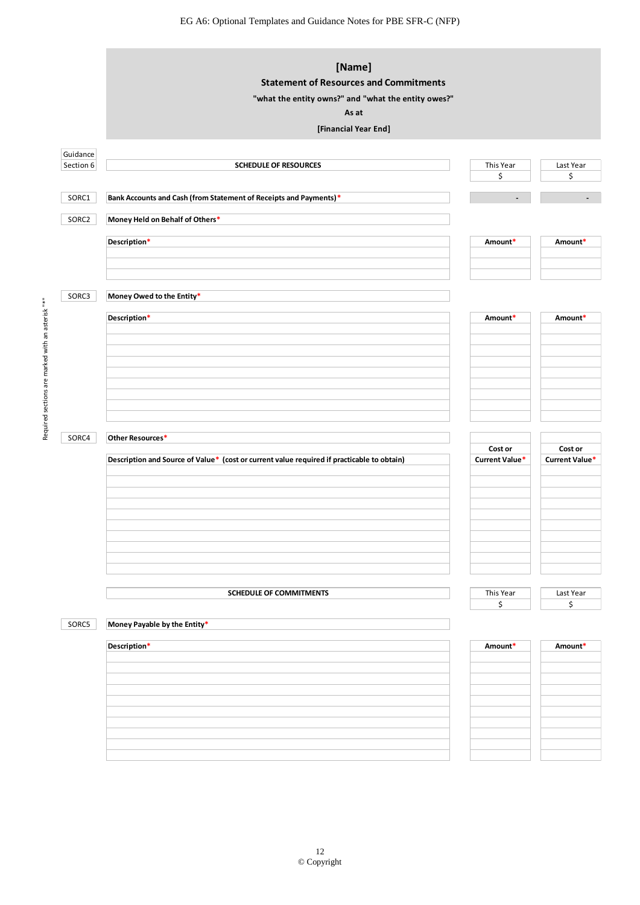# [Name]

## Statement of Resources and Commitments

**"what the entity owns?" and "what the entity owes?"**

**As at**

**[Financial Year End]**

Required sections are marked with an asterisk "*"

| Guidance Section 6 | SCHEDULE OF RESOURCES | This Year $ | Last Year $ |
|---|---|---|---|
| SORC1 | **Bank Accounts and Cash (from Statement of Receipts and Payments)*** | - | - |

**SORC2 — Money Held on Behalf of Others***

| Description* | Amount* | Amount* |
|---|---|---|
| | | |
| | | |
| | | |

**SORC3 — Money Owed to the Entity***

| Description* | Amount* | Amount* |
|---|---|---|
| | | |
| | | |
| | | |
| | | |
| | | |
| | | |
| | | |
| | | |
| | | |

**SORC4 — Other Resources***

| Description and Source of Value* (cost or current value required if practicable to obtain) | Cost or Current Value* | Cost or Current Value* |
|---|---|---|
| | | |
| | | |
| | | |
| | | |
| | | |
| | | |
| | | |
| | | |
| | | |
| | | |

| SCHEDULE OF COMMITMENTS | This Year $ | Last Year $ |
|---|---|---|

**SORC5 — Money Payable by the Entity***

| Description* | Amount* | Amount* |
|---|---|---|
| | | |
| | | |
| | | |
| | | |
| | | |
| | | |
| | | |
| | | |
| | | |
| | | |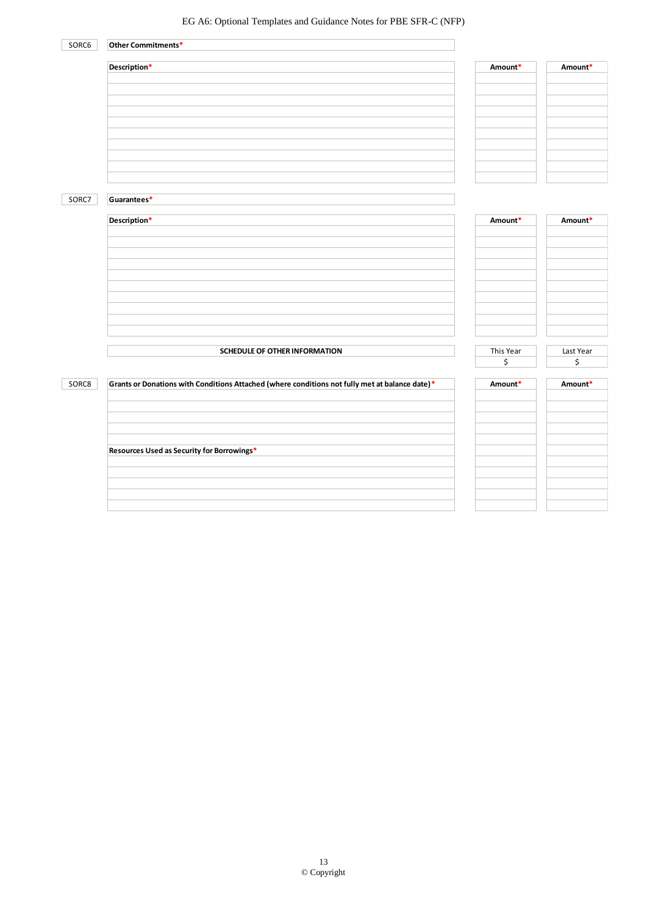SORC6 | **Other Commitments***

| Description* | Amount* | Amount* |
|---|---|---|
| | | |
| | | |
| | | |
| | | |
| | | |
| | | |
| | | |
| | | |
| | | |
| | | |

SORC7 | **Guarantees***

| Description* | Amount* | Amount* |
|---|---|---|
| | | |
| | | |
| | | |
| | | |
| | | |
| | | |
| | | |
| | | |
| | | |
| | | |

| SCHEDULE OF OTHER INFORMATION | This Year<br>$ | Last Year<br>$ |
|---|---|---|

SORC8

| Grants or Donations with Conditions Attached (where conditions not fully met at balance date)* | Amount* | Amount* |
|---|---|---|
| | | |
| | | |
| | | |
| | | |
| | | |
| **Resources Used as Security for Borrowings*** | | |
| | | |
| | | |
| | | |
| | | |
| | | |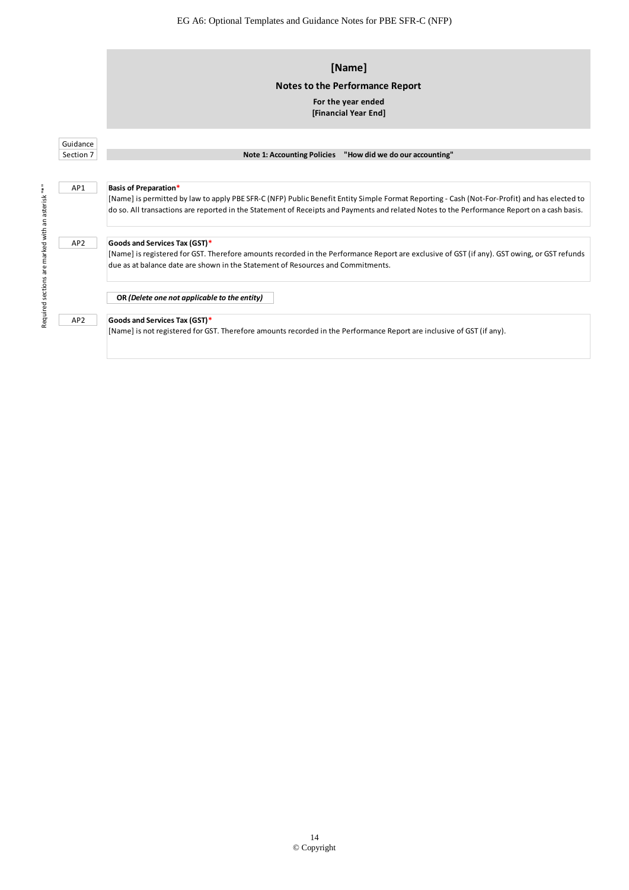# [Name]

## Notes to the Performance Report

**For the year ended**
**[Financial Year End]**

Guidance Section 7

**Note 1: Accounting Policies "How did we do our accounting"**

Required sections are marked with an asterisk "*"

AP1

**Basis of Preparation***
[Name] is permitted by law to apply PBE SFR-C (NFP) Public Benefit Entity Simple Format Reporting - Cash (Not-For-Profit) and has elected to do so. All transactions are reported in the Statement of Receipts and Payments and related Notes to the Performance Report on a cash basis.

AP2

**Goods and Services Tax (GST)***
[Name] is registered for GST. Therefore amounts recorded in the Performance Report are exclusive of GST (if any). GST owing, or GST refunds due as at balance date are shown in the Statement of Resources and Commitments.

**OR** ***(Delete one not applicable to the entity)***

AP2

**Goods and Services Tax (GST)***
[Name] is not registered for GST. Therefore amounts recorded in the Performance Report are inclusive of GST (if any).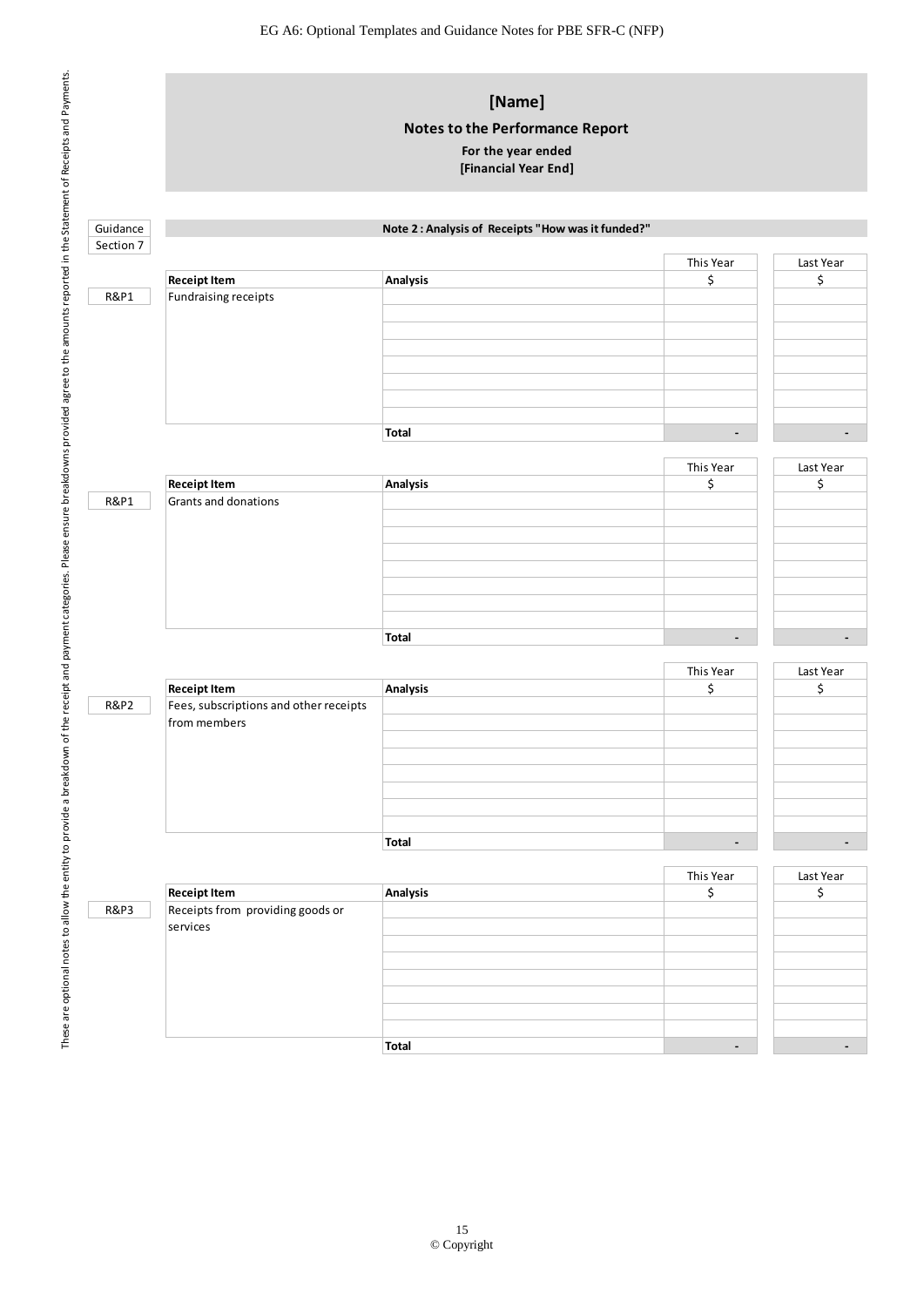# [Name]

## Notes to the Performance Report

**For the year ended**
**[Financial Year End]**

These are optional notes to allow the entity to provide a breakdown of the receipt and payment categories. Please ensure breakdowns provided agree to the amounts reported in the Statement of Receipts and Payments.

Guidance Section 7

**Note 2 : Analysis of Receipts "How was it funded?"**

| Guidance | Receipt Item | Analysis | This Year $ | Last Year $ |
|---|---|---|---|---|
| R&P1 | Fundraising receipts | | | |
| | | | | |
| | | | | |
| | | | | |
| | | | | |
| | | | | |
| | | | | |
| | | | | |
| | | **Total** | - | - |

| Guidance | Receipt Item | Analysis | This Year $ | Last Year $ |
|---|---|---|---|---|
| R&P1 | Grants and donations | | | |
| | | | | |
| | | | | |
| | | | | |
| | | | | |
| | | | | |
| | | | | |
| | | | | |
| | | **Total** | - | - |

| Guidance | Receipt Item | Analysis | This Year $ | Last Year $ |
|---|---|---|---|---|
| R&P2 | Fees, subscriptions and other receipts from members | | | |
| | | | | |
| | | | | |
| | | | | |
| | | | | |
| | | | | |
| | | | | |
| | | | | |
| | | **Total** | - | - |

| Guidance | Receipt Item | Analysis | This Year $ | Last Year $ |
|---|---|---|---|---|
| R&P3 | Receipts from providing goods or services | | | |
| | | | | |
| | | | | |
| | | | | |
| | | | | |
| | | | | |
| | | | | |
| | | | | |
| | | **Total** | - | - |

© Copyright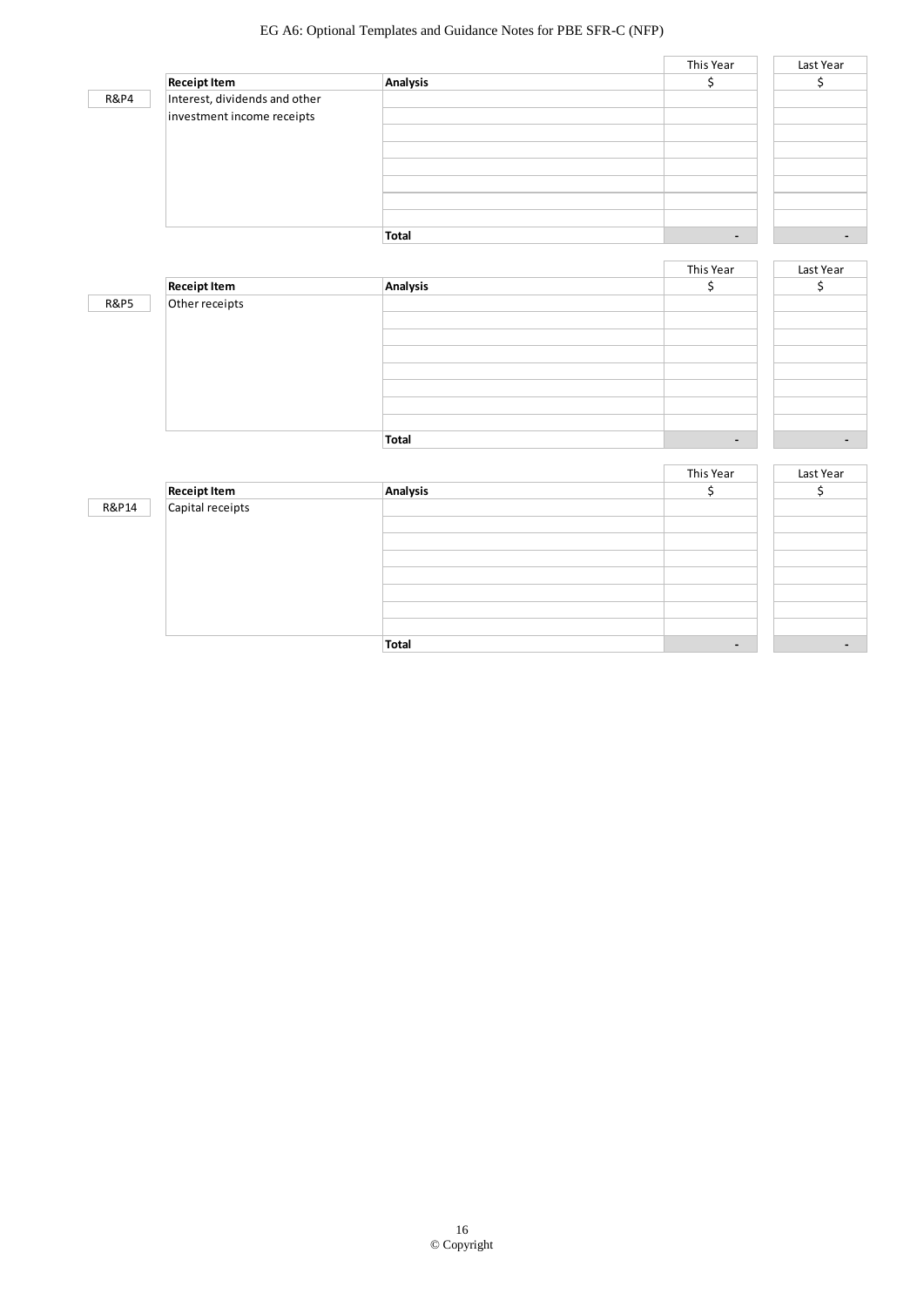| | Receipt Item | Analysis | This Year $ | Last Year $ |
|---|---|---|---|---|
| R&P4 | Interest, dividends and other investment income receipts | | | |
| | | | | |
| | | | | |
| | | | | |
| | | | | |
| | | | | |
| | | | | |
| | | | | |
| | | **Total** | - | - |

| | Receipt Item | Analysis | This Year $ | Last Year $ |
|---|---|---|---|---|
| R&P5 | Other receipts | | | |
| | | | | |
| | | | | |
| | | | | |
| | | | | |
| | | | | |
| | | | | |
| | | | | |
| | | **Total** | - | - |

| | Receipt Item | Analysis | This Year $ | Last Year $ |
|---|---|---|---|---|
| R&P14 | Capital receipts | | | |
| | | | | |
| | | | | |
| | | | | |
| | | | | |
| | | | | |
| | | | | |
| | | | | |
| | | **Total** | - | - |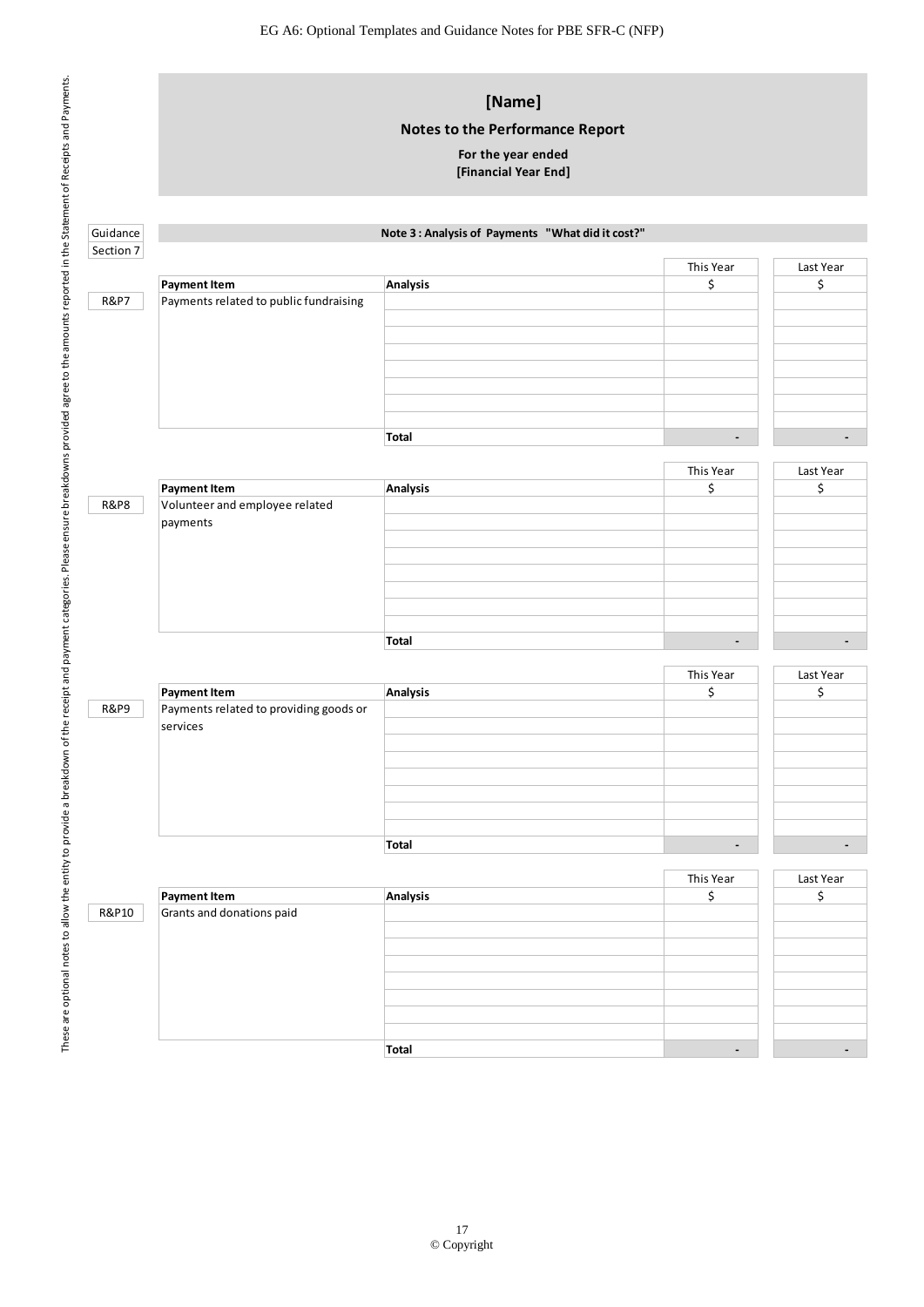# [Name]

## Notes to the Performance Report

**For the year ended**
**[Financial Year End]**

*These are optional notes to allow the entity to provide a breakdown of the receipt and payment categories. Please ensure breakdowns provided agree to the amounts reported in the Statement of Receipts and Payments.*

| Guidance | |
|---|---|
| Section 7 | |

### Note 3 : Analysis of Payments "What did it cost?"

| Guidance | Payment Item | Analysis | This Year $ | Last Year $ |
|---|---|---|---|---|
| R&P7 | Payments related to public fundraising | | | |
| | | | | |
| | | | | |
| | | | | |
| | | | | |
| | | | | |
| | | | | |
| | | | | |
| | | **Total** | - | - |

| Guidance | Payment Item | Analysis | This Year $ | Last Year $ |
|---|---|---|---|---|
| R&P8 | Volunteer and employee related payments | | | |
| | | | | |
| | | | | |
| | | | | |
| | | | | |
| | | | | |
| | | | | |
| | | | | |
| | | **Total** | - | - |

| Guidance | Payment Item | Analysis | This Year $ | Last Year $ |
|---|---|---|---|---|
| R&P9 | Payments related to providing goods or services | | | |
| | | | | |
| | | | | |
| | | | | |
| | | | | |
| | | | | |
| | | | | |
| | | | | |
| | | **Total** | - | - |

| Guidance | Payment Item | Analysis | This Year $ | Last Year $ |
|---|---|---|---|---|
| R&P10 | Grants and donations paid | | | |
| | | | | |
| | | | | |
| | | | | |
| | | | | |
| | | | | |
| | | | | |
| | | | | |
| | | **Total** | - | - |

© Copyright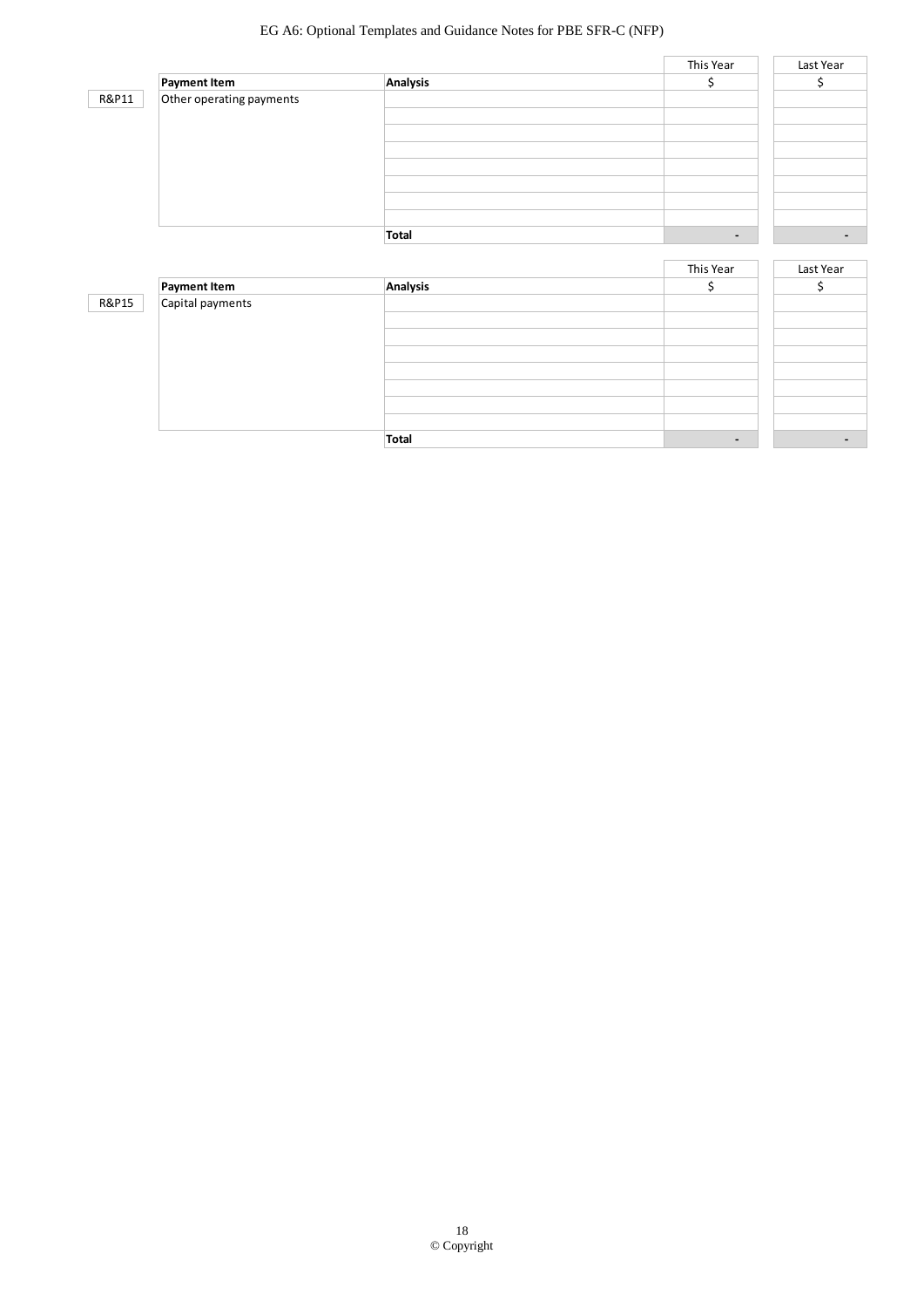| | Payment Item | Analysis | This Year $ | Last Year $ |
|---|---|---|---|---|
| R&P11 | Other operating payments | | | |
| | | | | |
| | | | | |
| | | | | |
| | | | | |
| | | | | |
| | | | | |
| | | | | |
| | | **Total** | - | - |

| | Payment Item | Analysis | This Year $ | Last Year $ |
|---|---|---|---|---|
| R&P15 | Capital payments | | | |
| | | | | |
| | | | | |
| | | | | |
| | | | | |
| | | | | |
| | | | | |
| | | | | |
| | | **Total** | - | - |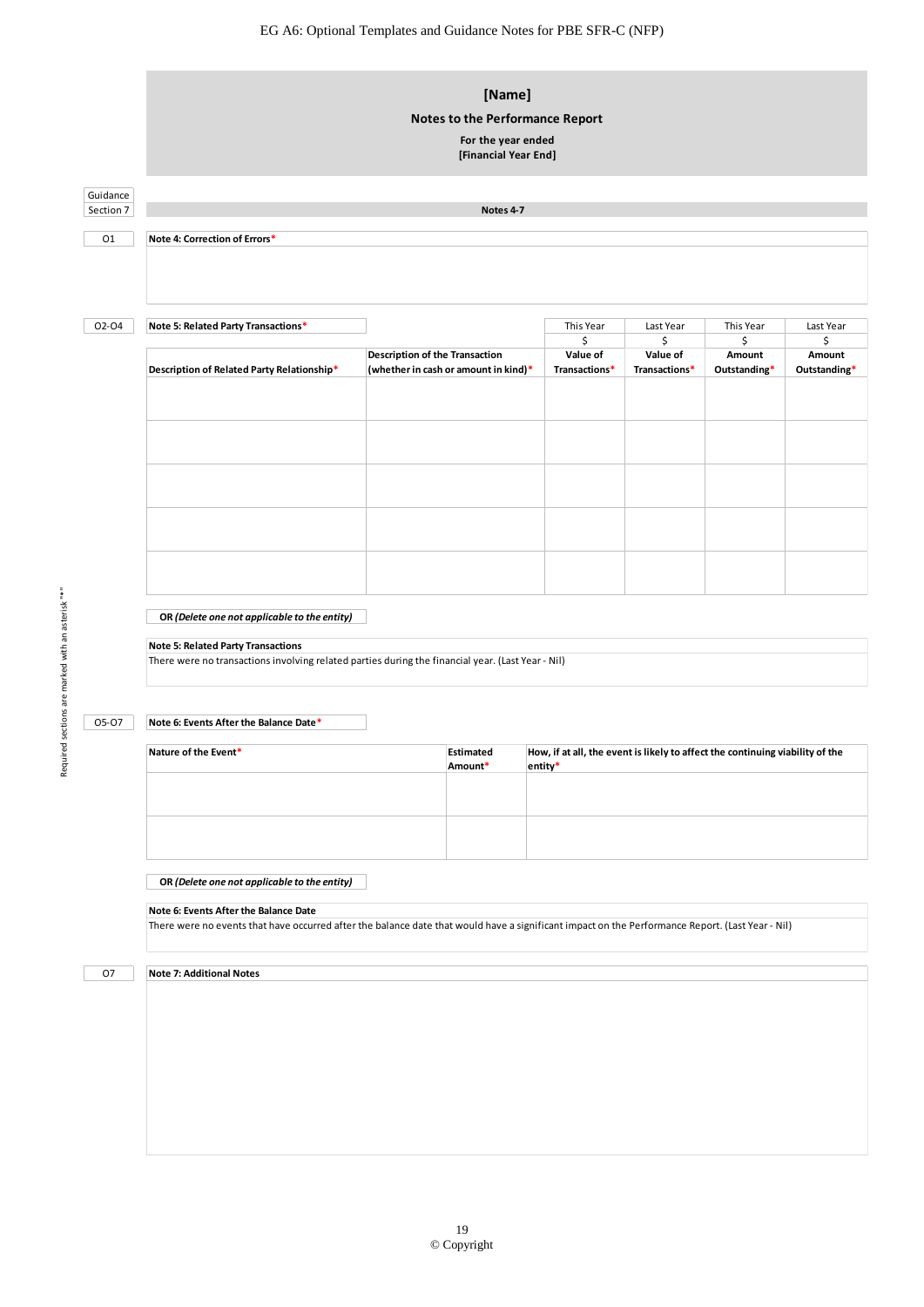## [Name]

**Notes to the Performance Report**

**For the year ended**
**[Financial Year End]**

Guidance Section 7

**Notes 4-7**

O1

**Note 4: Correction of Errors***

O2-O4

**Note 5: Related Party Transactions***

| Description of Related Party Relationship* | Description of the Transaction (whether in cash or amount in kind)* | This Year $ Value of Transactions* | Last Year $ Value of Transactions* | This Year $ Amount Outstanding* | Last Year $ Amount Outstanding* |
|---|---|---|---|---|---|
| | | | | | |
| | | | | | |
| | | | | | |
| | | | | | |
| | | | | | |

**OR *(Delete one not applicable to the entity)***

**Note 5: Related Party Transactions**

There were no transactions involving related parties during the financial year. (Last Year - Nil)

O5-O7

**Note 6: Events After the Balance Date***

| Nature of the Event* | Estimated Amount* | How, if at all, the event is likely to affect the continuing viability of the entity* |
|---|---|---|
| | | |
| | | |

**OR *(Delete one not applicable to the entity)***

**Note 6: Events After the Balance Date**

There were no events that have occurred after the balance date that would have a significant impact on the Performance Report. (Last Year - Nil)

O7

**Note 7: Additional Notes**

Required sections are marked with an asterisk "*"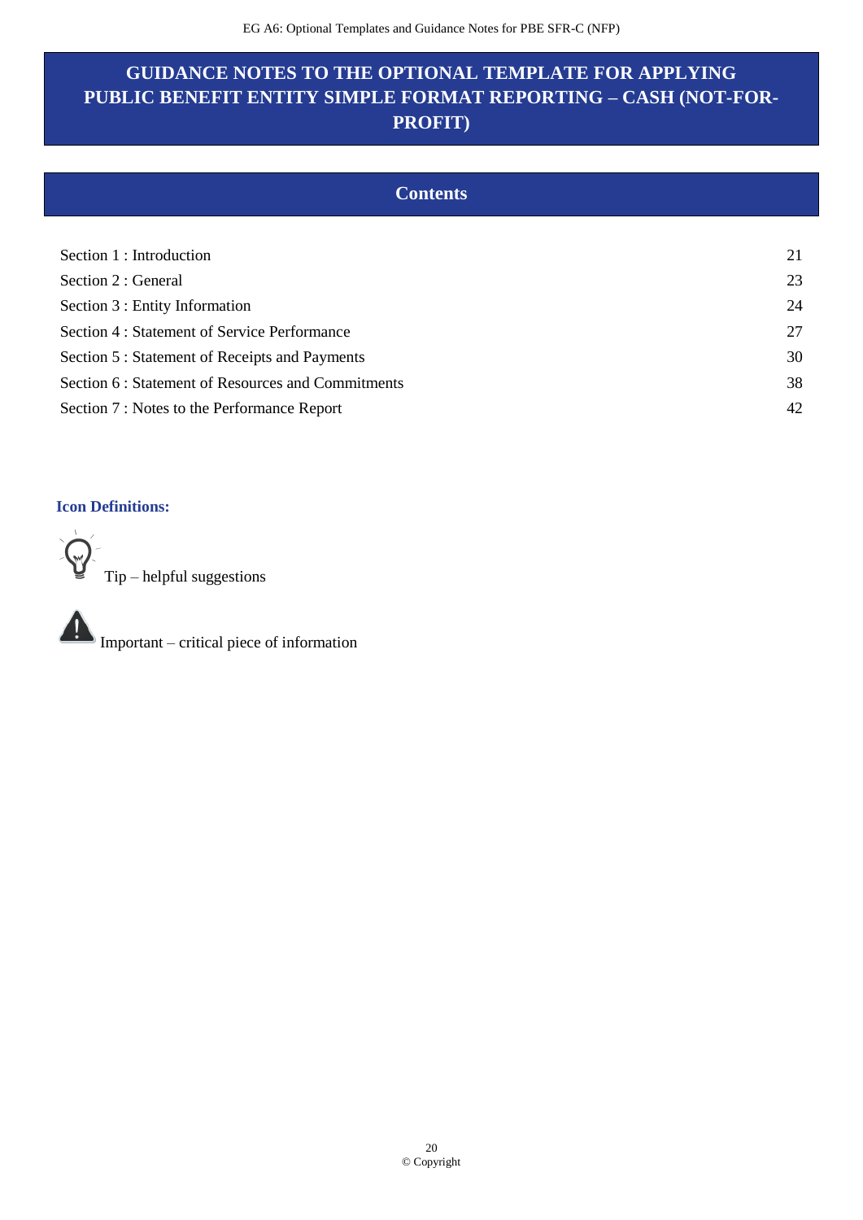# GUIDANCE NOTES TO THE OPTIONAL TEMPLATE FOR APPLYING PUBLIC BENEFIT ENTITY SIMPLE FORMAT REPORTING – CASH (NOT-FOR-PROFIT)

## Contents

| | |
|---|---|
| Section 1 : Introduction | 21 |
| Section 2 : General | 23 |
| Section 3 : Entity Information | 24 |
| Section 4 : Statement of Service Performance | 27 |
| Section 5 : Statement of Receipts and Payments | 30 |
| Section 6 : Statement of Resources and Commitments | 38 |
| Section 7 : Notes to the Performance Report | 42 |

**Icon Definitions:**

Tip – helpful suggestions

Important – critical piece of information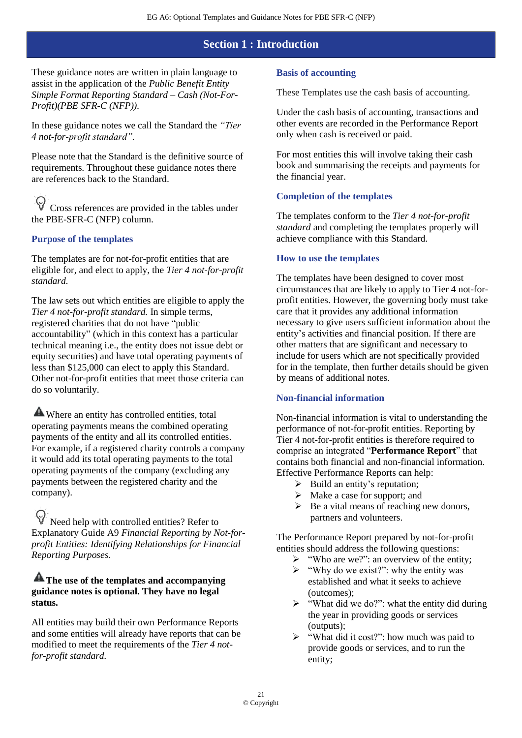## Section 1 : Introduction

These guidance notes are written in plain language to assist in the application of the *Public Benefit Entity Simple Format Reporting Standard – Cash (Not-For-Profit)(PBE SFR-C (NFP)).*

In these guidance notes we call the Standard the *"Tier 4 not-for-profit standard".*

Please note that the Standard is the definitive source of requirements. Throughout these guidance notes there are references back to the Standard.

Cross references are provided in the tables under the PBE-SFR-C (NFP) column.

### Purpose of the templates

The templates are for not-for-profit entities that are eligible for, and elect to apply, the *Tier 4 not-for-profit standard.*

The law sets out which entities are eligible to apply the *Tier 4 not-for-profit standard.* In simple terms, registered charities that do not have "public accountability" (which in this context has a particular technical meaning i.e., the entity does not issue debt or equity securities) and have total operating payments of less than $125,000 can elect to apply this Standard. Other not-for-profit entities that meet those criteria can do so voluntarily.

Where an entity has controlled entities, total operating payments means the combined operating payments of the entity and all its controlled entities. For example, if a registered charity controls a company it would add its total operating payments to the total operating payments of the company (excluding any payments between the registered charity and the company).

Need help with controlled entities? Refer to Explanatory Guide A9 *Financial Reporting by Not-for-profit Entities: Identifying Relationships for Financial Reporting Purposes*.

**The use of the templates and accompanying guidance notes is optional. They have no legal status.**

All entities may build their own Performance Reports and some entities will already have reports that can be modified to meet the requirements of the *Tier 4 not-for-profit standard.*

### Basis of accounting

These Templates use the cash basis of accounting.

Under the cash basis of accounting, transactions and other events are recorded in the Performance Report only when cash is received or paid.

For most entities this will involve taking their cash book and summarising the receipts and payments for the financial year.

### Completion of the templates

The templates conform to the *Tier 4 not-for-profit standard* and completing the templates properly will achieve compliance with this Standard.

### How to use the templates

The templates have been designed to cover most circumstances that are likely to apply to Tier 4 not-for-profit entities. However, the governing body must take care that it provides any additional information necessary to give users sufficient information about the entity's activities and financial position. If there are other matters that are significant and necessary to include for users which are not specifically provided for in the template, then further details should be given by means of additional notes.

### Non-financial information

Non-financial information is vital to understanding the performance of not-for-profit entities. Reporting by Tier 4 not-for-profit entities is therefore required to comprise an integrated "**Performance Report**" that contains both financial and non-financial information. Effective Performance Reports can help:

- Build an entity's reputation;
- Make a case for support; and
- Be a vital means of reaching new donors, partners and volunteers.

The Performance Report prepared by not-for-profit entities should address the following questions:

- "Who are we?": an overview of the entity;
- "Why do we exist?": why the entity was established and what it seeks to achieve (outcomes);
- "What did we do?": what the entity did during the year in providing goods or services (outputs);
- "What did it cost?": how much was paid to provide goods or services, and to run the entity;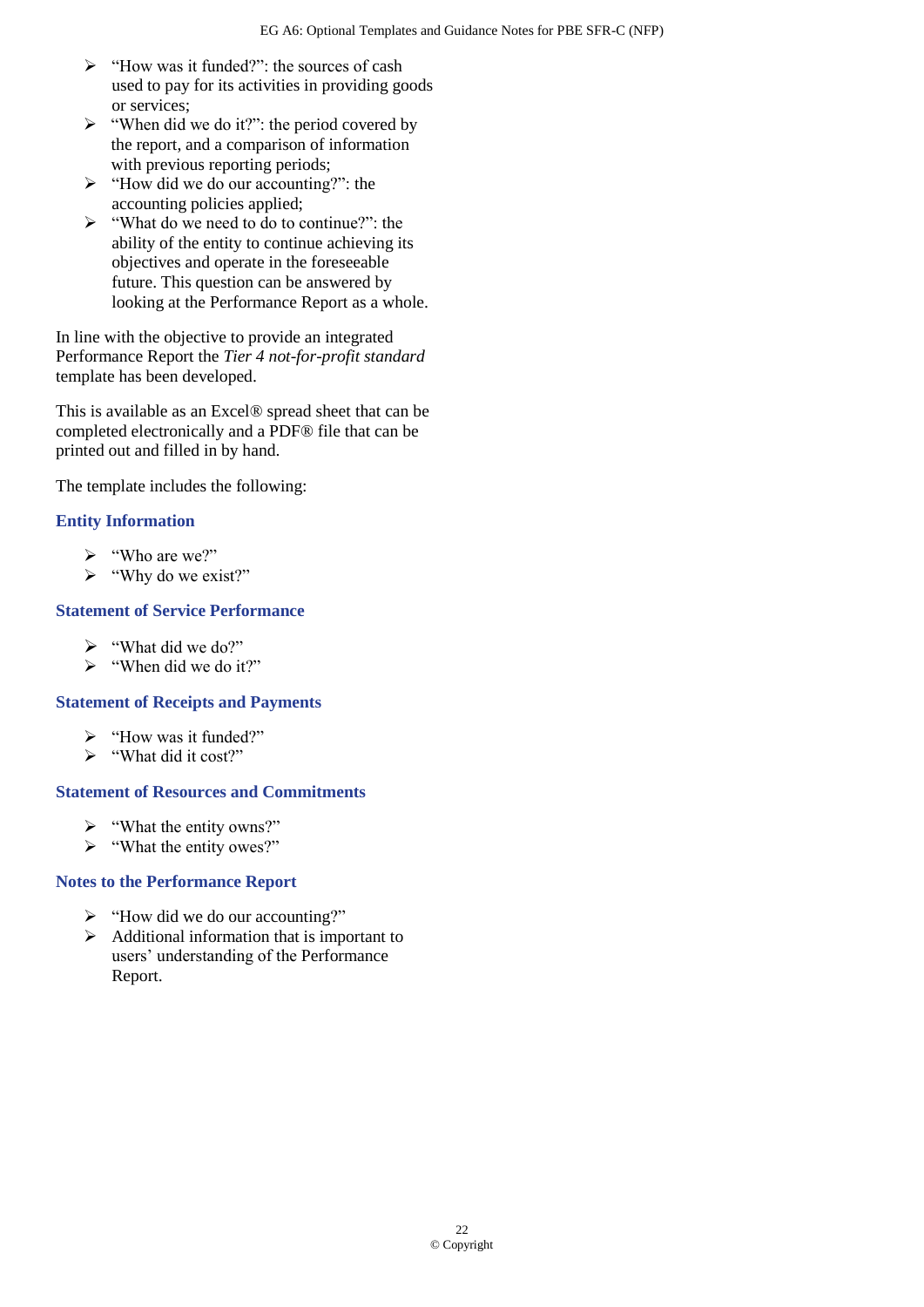- "How was it funded?": the sources of cash used to pay for its activities in providing goods or services;
- "When did we do it?": the period covered by the report, and a comparison of information with previous reporting periods;
- "How did we do our accounting?": the accounting policies applied;
- "What do we need to do to continue?": the ability of the entity to continue achieving its objectives and operate in the foreseeable future. This question can be answered by looking at the Performance Report as a whole.

In line with the objective to provide an integrated Performance Report the *Tier 4 not-for-profit standard* template has been developed.

This is available as an Excel® spread sheet that can be completed electronically and a PDF® file that can be printed out and filled in by hand.

The template includes the following:

### Entity Information

- "Who are we?"
- "Why do we exist?"

### Statement of Service Performance

- "What did we do?"
- "When did we do it?"

### Statement of Receipts and Payments

- "How was it funded?"
- "What did it cost?"

### Statement of Resources and Commitments

- "What the entity owns?"
- "What the entity owes?"

### Notes to the Performance Report

- "How did we do our accounting?"
- Additional information that is important to users' understanding of the Performance Report.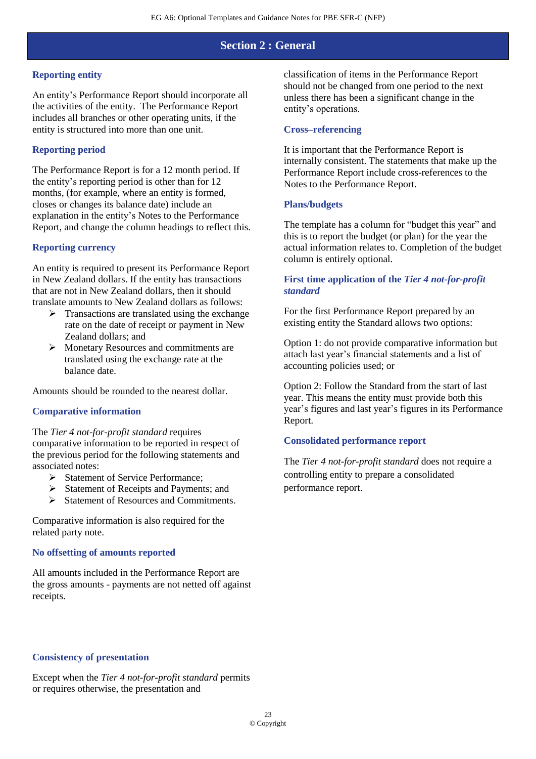## Section 2 : General

### Reporting entity

An entity's Performance Report should incorporate all the activities of the entity. The Performance Report includes all branches or other operating units, if the entity is structured into more than one unit.

### Reporting period

The Performance Report is for a 12 month period. If the entity's reporting period is other than for 12 months, (for example, where an entity is formed, closes or changes its balance date) include an explanation in the entity's Notes to the Performance Report, and change the column headings to reflect this.

### Reporting currency

An entity is required to present its Performance Report in New Zealand dollars. If the entity has transactions that are not in New Zealand dollars, then it should translate amounts to New Zealand dollars as follows:

- Transactions are translated using the exchange rate on the date of receipt or payment in New Zealand dollars; and
- Monetary Resources and commitments are translated using the exchange rate at the balance date.

Amounts should be rounded to the nearest dollar.

### Comparative information

The *Tier 4 not-for-profit standard* requires comparative information to be reported in respect of the previous period for the following statements and associated notes:

- Statement of Service Performance;
- Statement of Receipts and Payments; and
- Statement of Resources and Commitments.

Comparative information is also required for the related party note.

### No offsetting of amounts reported

All amounts included in the Performance Report are the gross amounts - payments are not netted off against receipts.

### Consistency of presentation

Except when the *Tier 4 not-for-profit standard* permits or requires otherwise, the presentation and classification of items in the Performance Report should not be changed from one period to the next unless there has been a significant change in the entity's operations.

### Cross–referencing

It is important that the Performance Report is internally consistent. The statements that make up the Performance Report include cross-references to the Notes to the Performance Report.

### Plans/budgets

The template has a column for "budget this year" and this is to report the budget (or plan) for the year the actual information relates to. Completion of the budget column is entirely optional.

### First time application of the *Tier 4 not-for-profit standard*

For the first Performance Report prepared by an existing entity the Standard allows two options:

Option 1: do not provide comparative information but attach last year's financial statements and a list of accounting policies used; or

Option 2: Follow the Standard from the start of last year. This means the entity must provide both this year's figures and last year's figures in its Performance Report.

### Consolidated performance report

The *Tier 4 not-for-profit standard* does not require a controlling entity to prepare a consolidated performance report.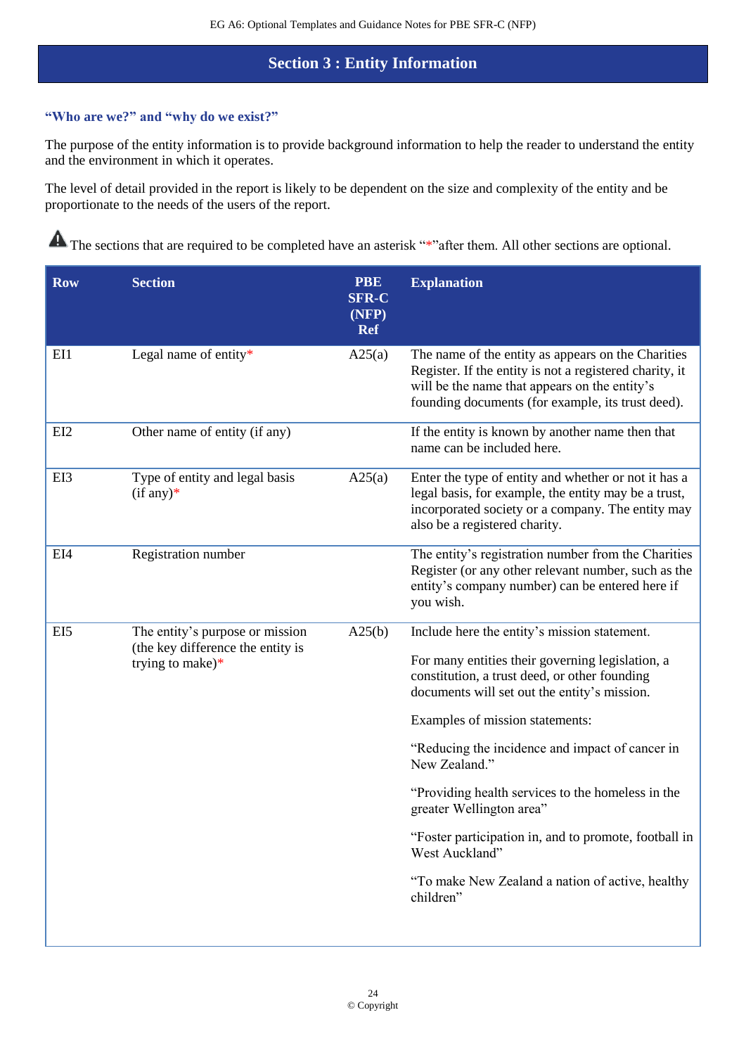# Section 3 : Entity Information

### "Who are we?" and "why do we exist?"

The purpose of the entity information is to provide background information to help the reader to understand the entity and the environment in which it operates.

The level of detail provided in the report is likely to be dependent on the size and complexity of the entity and be proportionate to the needs of the users of the report.

⚠ The sections that are required to be completed have an asterisk "*" after them. All other sections are optional.

| Row | Section | PBE SFR-C (NFP) Ref | Explanation |
|---|---|---|---|
| EI1 | Legal name of entity* | A25(a) | The name of the entity as appears on the Charities Register. If the entity is not a registered charity, it will be the name that appears on the entity's founding documents (for example, its trust deed). |
| EI2 | Other name of entity (if any) | | If the entity is known by another name then that name can be included here. |
| EI3 | Type of entity and legal basis (if any)* | A25(a) | Enter the type of entity and whether or not it has a legal basis, for example, the entity may be a trust, incorporated society or a company. The entity may also be a registered charity. |
| EI4 | Registration number | | The entity's registration number from the Charities Register (or any other relevant number, such as the entity's company number) can be entered here if you wish. |
| EI5 | The entity's purpose or mission (the key difference the entity is trying to make)* | A25(b) | Include here the entity's mission statement.<br><br>For many entities their governing legislation, a constitution, a trust deed, or other founding documents will set out the entity's mission.<br><br>Examples of mission statements:<br><br>"Reducing the incidence and impact of cancer in New Zealand."<br><br>"Providing health services to the homeless in the greater Wellington area"<br><br>"Foster participation in, and to promote, football in West Auckland"<br><br>"To make New Zealand a nation of active, healthy children" |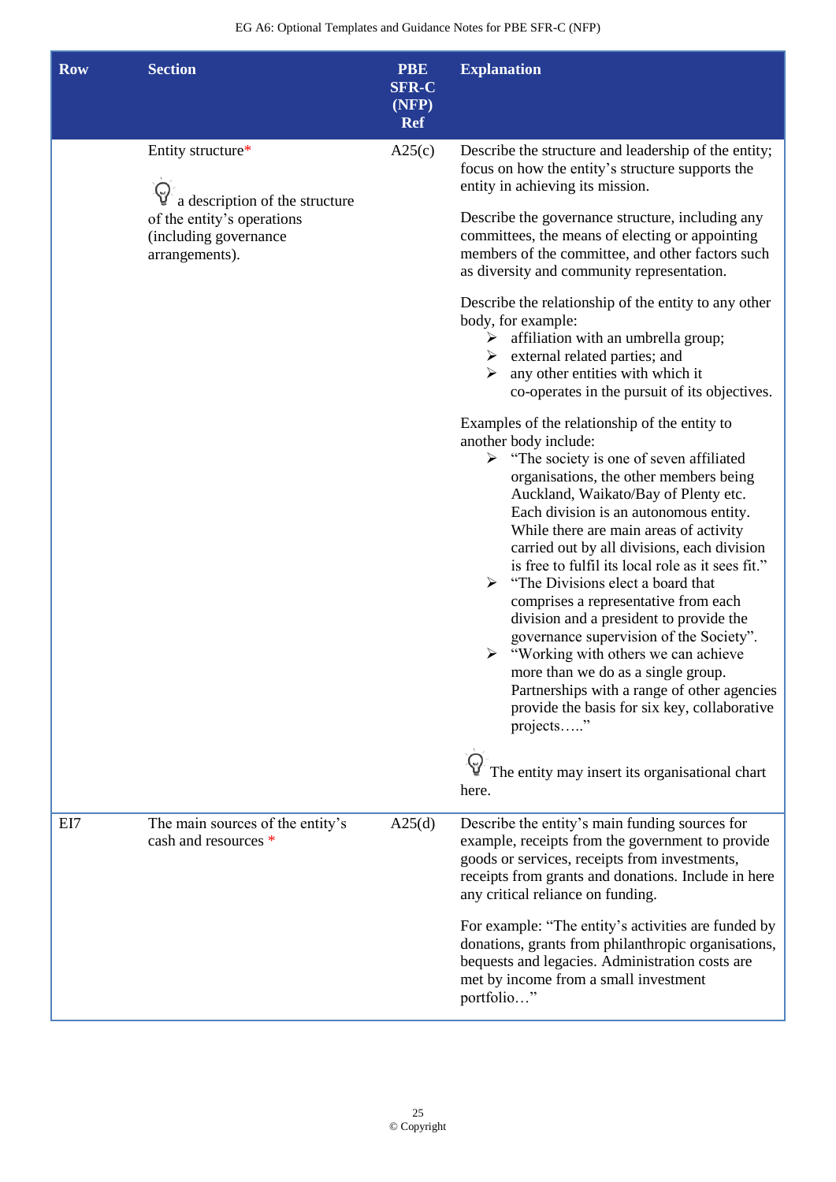| Row | Section | PBE SFR-C (NFP) Ref | Explanation |
|---|---|---|---|
| | Entity structure*<br><br>a description of the structure of the entity's operations (including governance arrangements). | A25(c) | Describe the structure and leadership of the entity; focus on how the entity's structure supports the entity in achieving its mission.<br><br>Describe the governance structure, including any committees, the means of electing or appointing members of the committee, and other factors such as diversity and community representation.<br><br>Describe the relationship of the entity to any other body, for example:<br>➢ affiliation with an umbrella group;<br>➢ external related parties; and<br>➢ any other entities with which it co-operates in the pursuit of its objectives.<br><br>Examples of the relationship of the entity to another body include:<br>➢ "The society is one of seven affiliated organisations, the other members being Auckland, Waikato/Bay of Plenty etc. Each division is an autonomous entity. While there are main areas of activity carried out by all divisions, each division is free to fulfil its local role as it sees fit."<br>➢ "The Divisions elect a board that comprises a representative from each division and a president to provide the governance supervision of the Society".<br>➢ "Working with others we can achieve more than we do as a single group. Partnerships with a range of other agencies provide the basis for six key, collaborative projects….."<br><br>The entity may insert its organisational chart here. |
| EI7 | The main sources of the entity's cash and resources * | A25(d) | Describe the entity's main funding sources for example, receipts from the government to provide goods or services, receipts from investments, receipts from grants and donations. Include in here any critical reliance on funding.<br><br>For example: "The entity's activities are funded by donations, grants from philanthropic organisations, bequests and legacies. Administration costs are met by income from a small investment portfolio…" |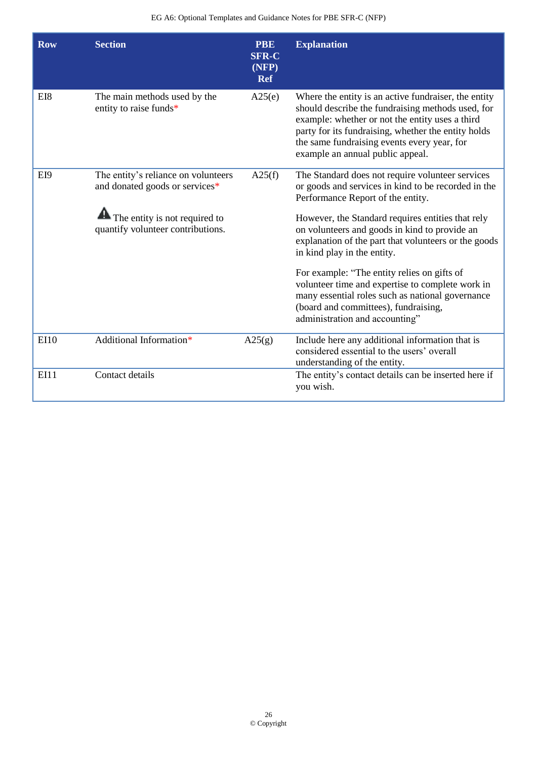| Row | Section | PBE SFR-C (NFP) Ref | Explanation |
|---|---|---|---|
| EI8 | The main methods used by the entity to raise funds* | A25(e) | Where the entity is an active fundraiser, the entity should describe the fundraising methods used, for example: whether or not the entity uses a third party for its fundraising, whether the entity holds the same fundraising events every year, for example an annual public appeal. |
| EI9 | The entity's reliance on volunteers and donated goods or services*<br><br>⚠ The entity is not required to quantify volunteer contributions. | A25(f) | The Standard does not require volunteer services or goods and services in kind to be recorded in the Performance Report of the entity.<br><br>However, the Standard requires entities that rely on volunteers and goods in kind to provide an explanation of the part that volunteers or the goods in kind play in the entity.<br><br>For example: "The entity relies on gifts of volunteer time and expertise to complete work in many essential roles such as national governance (board and committees), fundraising, administration and accounting" |
| EI10 | Additional Information* | A25(g) | Include here any additional information that is considered essential to the users' overall understanding of the entity. |
| EI11 | Contact details | | The entity's contact details can be inserted here if you wish. |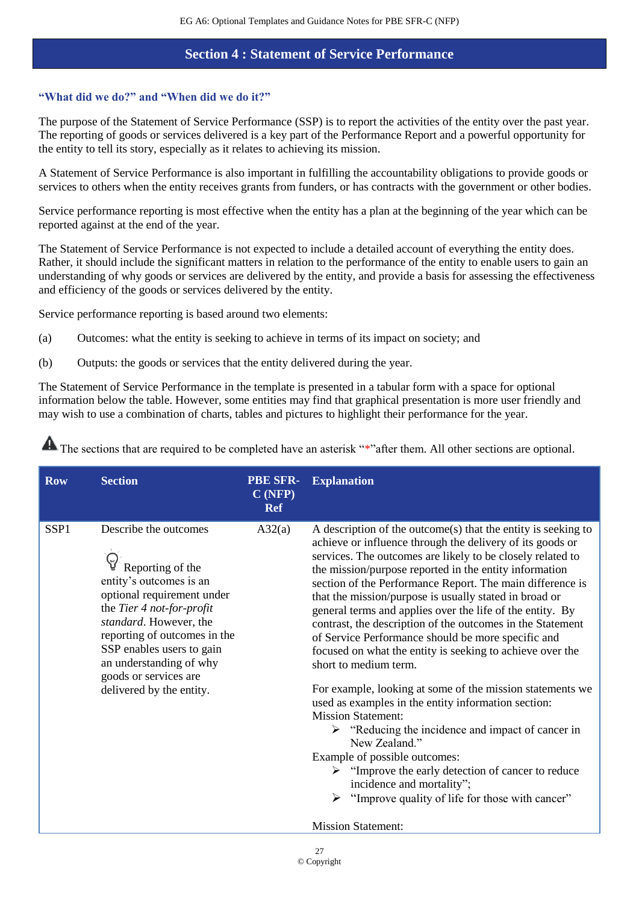## Section 4 : Statement of Service Performance

### "What did we do?" and "When did we do it?"

The purpose of the Statement of Service Performance (SSP) is to report the activities of the entity over the past year. The reporting of goods or services delivered is a key part of the Performance Report and a powerful opportunity for the entity to tell its story, especially as it relates to achieving its mission.

A Statement of Service Performance is also important in fulfilling the accountability obligations to provide goods or services to others when the entity receives grants from funders, or has contracts with the government or other bodies.

Service performance reporting is most effective when the entity has a plan at the beginning of the year which can be reported against at the end of the year.

The Statement of Service Performance is not expected to include a detailed account of everything the entity does. Rather, it should include the significant matters in relation to the performance of the entity to enable users to gain an understanding of why goods or services are delivered by the entity, and provide a basis for assessing the effectiveness and efficiency of the goods or services delivered by the entity.

Service performance reporting is based around two elements:

(a) Outcomes: what the entity is seeking to achieve in terms of its impact on society; and

(b) Outputs: the goods or services that the entity delivered during the year.

The Statement of Service Performance in the template is presented in a tabular form with a space for optional information below the table. However, some entities may find that graphical presentation is more user friendly and may wish to use a combination of charts, tables and pictures to highlight their performance for the year.

⚠ The sections that are required to be completed have an asterisk "*" after them. All other sections are optional.

| Row | Section | PBE SFR-C (NFP) Ref | Explanation |
|---|---|---|---|
| SSP1 | Describe the outcomes<br><br>Reporting of the entity's outcomes is an optional requirement under the *Tier 4 not-for-profit standard*. However, the reporting of outcomes in the SSP enables users to gain an understanding of why goods or services are delivered by the entity. | A32(a) | A description of the outcome(s) that the entity is seeking to achieve or influence through the delivery of its goods or services. The outcomes are likely to be closely related to the mission/purpose reported in the entity information section of the Performance Report. The main difference is that the mission/purpose is usually stated in broad or general terms and applies over the life of the entity. By contrast, the description of the outcomes in the Statement of Service Performance should be more specific and focused on what the entity is seeking to achieve over the short to medium term.<br><br>For example, looking at some of the mission statements we used as examples in the entity information section:<br>Mission Statement:<br>➢ "Reducing the incidence and impact of cancer in New Zealand."<br>Example of possible outcomes:<br>➢ "Improve the early detection of cancer to reduce incidence and mortality";<br>➢ "Improve quality of life for those with cancer"<br><br>Mission Statement: |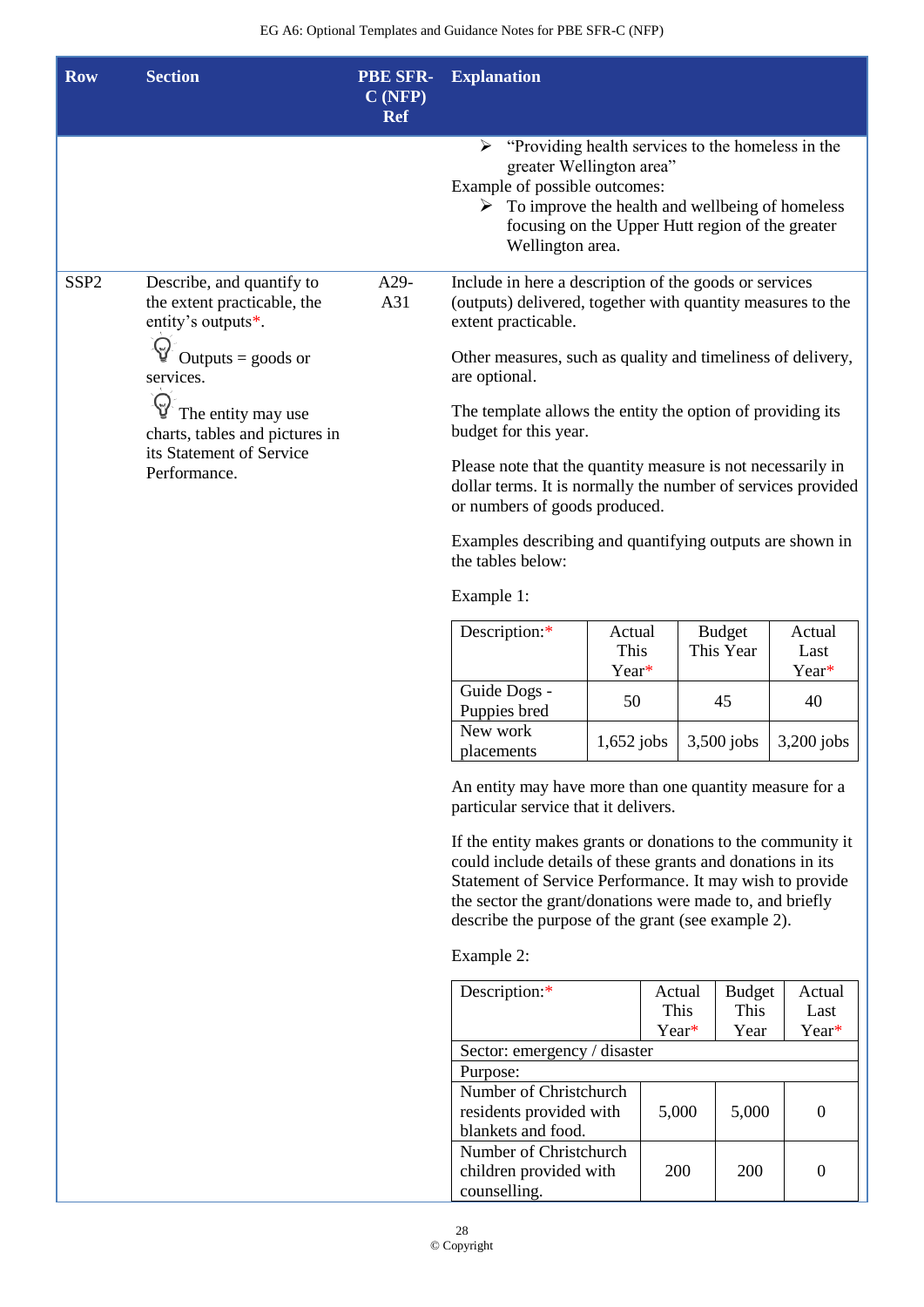| Row | Section | PBE SFR-C (NFP) Ref | Explanation |
|---|---|---|---|
| | | | ➢ "Providing health services to the homeless in the greater Wellington area"<br>Example of possible outcomes:<br>➢ To improve the health and wellbeing of homeless focusing on the Upper Hutt region of the greater Wellington area. |
| SSP2 | Describe, and quantify to the extent practicable, the entity's outputs*.<br><br>Outputs = goods or services.<br><br>The entity may use charts, tables and pictures in its Statement of Service Performance. | A29-A31 | Include in here a description of the goods or services (outputs) delivered, together with quantity measures to the extent practicable.<br><br>Other measures, such as quality and timeliness of delivery, are optional.<br><br>The template allows the entity the option of providing its budget for this year.<br><br>Please note that the quantity measure is not necessarily in dollar terms. It is normally the number of services provided or numbers of goods produced.<br><br>Examples describing and quantifying outputs are shown in the tables below:<br><br>Example 1:<br><br>(see Example 1 table below)<br><br>An entity may have more than one quantity measure for a particular service that it delivers.<br><br>If the entity makes grants or donations to the community it could include details of these grants and donations in its Statement of Service Performance. It may wish to provide the sector the grant/donations were made to, and briefly describe the purpose of the grant (see example 2).<br><br>Example 2:<br><br>(see Example 2 table below) |

Example 1:

| Description:* | Actual This Year* | Budget This Year | Actual Last Year* |
|---|---|---|---|
| Guide Dogs - Puppies bred | 50 | 45 | 40 |
| New work placements | 1,652 jobs | 3,500 jobs | 3,200 jobs |

Example 2:

| Description:* | Actual This Year* | Budget This Year | Actual Last Year* |
|---|---|---|---|
| Sector: emergency / disaster | | | |
| Purpose: | | | |
| Number of Christchurch residents provided with blankets and food. | 5,000 | 5,000 | 0 |
| Number of Christchurch children provided with counselling. | 200 | 200 | 0 |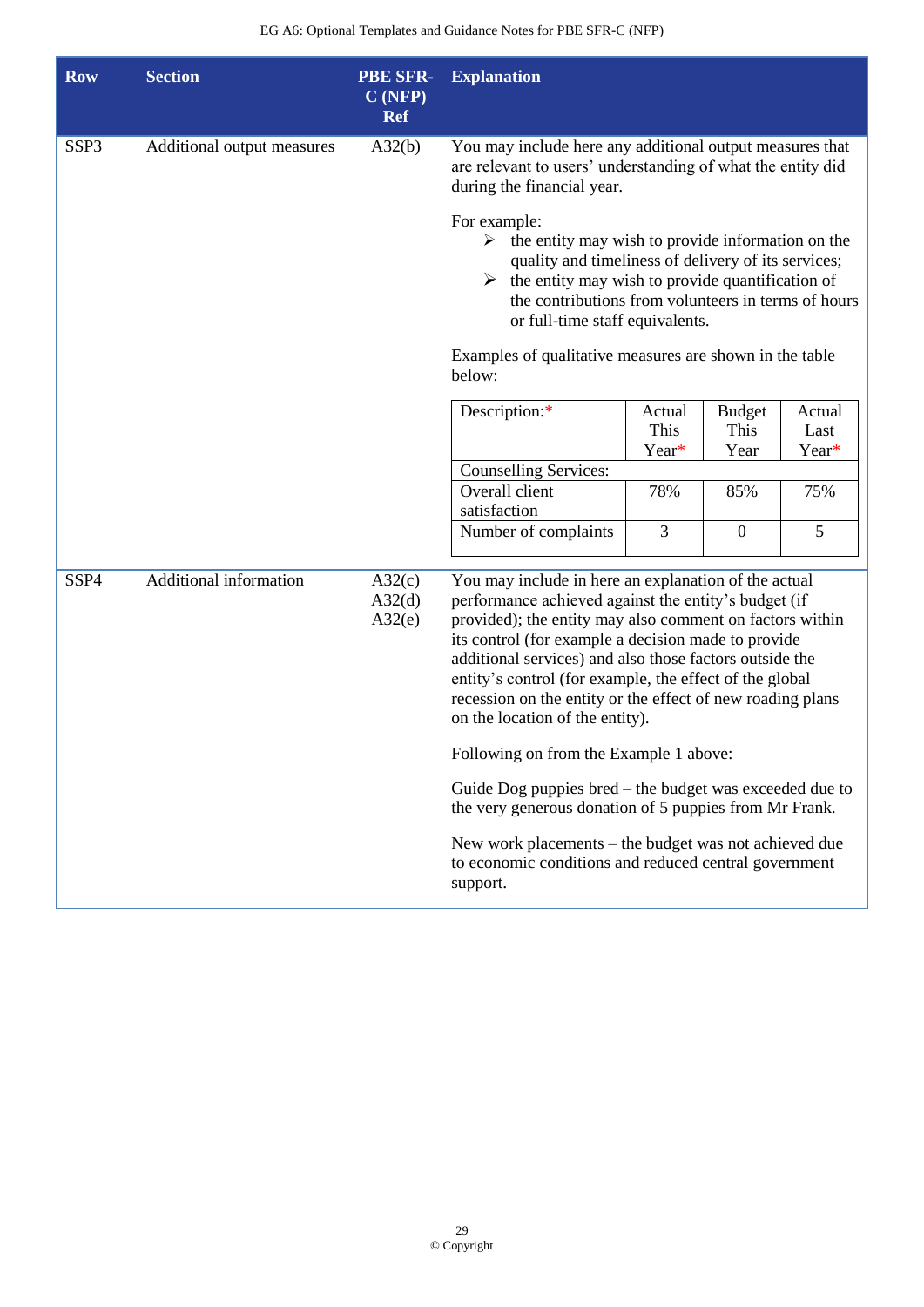| Row | Section | PBE SFR-C (NFP) Ref | Explanation |
|---|---|---|---|
| SSP3 | Additional output measures | A32(b) | You may include here any additional output measures that are relevant to users' understanding of what the entity did during the financial year.<br><br>For example:<br>➢ the entity may wish to provide information on the quality and timeliness of delivery of its services;<br>➢ the entity may wish to provide quantification of the contributions from volunteers in terms of hours or full-time staff equivalents.<br><br>Examples of qualitative measures are shown in the table below: |
| SSP4 | Additional information | A32(c)<br>A32(d)<br>A32(e) | You may include in here an explanation of the actual performance achieved against the entity's budget (if provided); the entity may also comment on factors within its control (for example a decision made to provide additional services) and also those factors outside the entity's control (for example, the effect of the global recession on the entity or the effect of new roading plans on the location of the entity).<br><br>Following on from the Example 1 above:<br><br>Guide Dog puppies bred – the budget was exceeded due to the very generous donation of 5 puppies from Mr Frank.<br><br>New work placements – the budget was not achieved due to economic conditions and reduced central government support. |

Example table (SSP3):

| Description:* | Actual This Year* | Budget This Year | Actual Last Year* |
|---|---|---|---|
| Counselling Services: | | | |
| Overall client satisfaction | 78% | 85% | 75% |
| Number of complaints | 3 | 0 | 5 |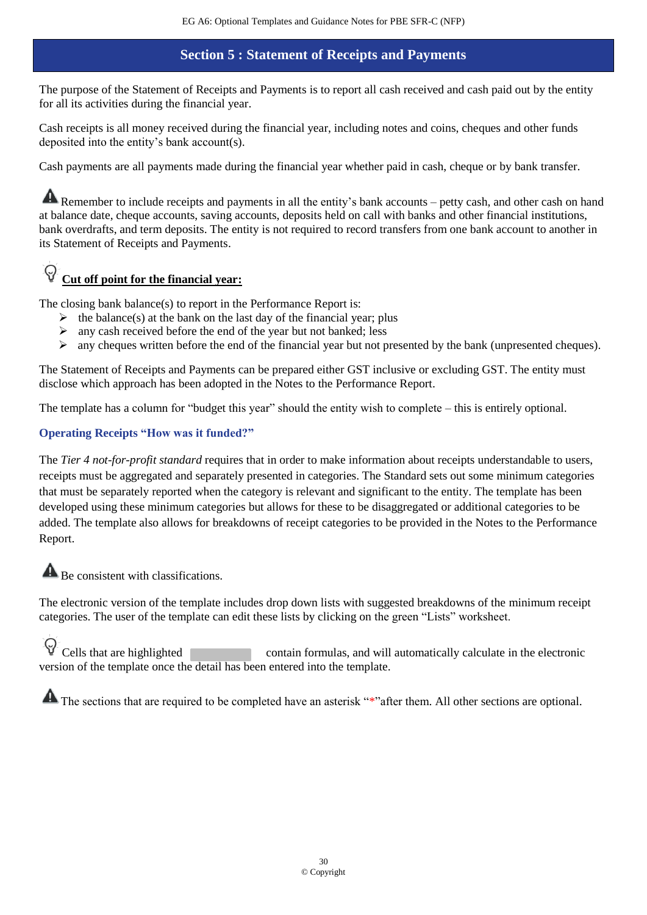## Section 5 : Statement of Receipts and Payments

The purpose of the Statement of Receipts and Payments is to report all cash received and cash paid out by the entity for all its activities during the financial year.

Cash receipts is all money received during the financial year, including notes and coins, cheques and other funds deposited into the entity's bank account(s).

Cash payments are all payments made during the financial year whether paid in cash, cheque or by bank transfer.

Remember to include receipts and payments in all the entity's bank accounts – petty cash, and other cash on hand at balance date, cheque accounts, saving accounts, deposits held on call with banks and other financial institutions, bank overdrafts, and term deposits. The entity is not required to record transfers from one bank account to another in its Statement of Receipts and Payments.

**<u>Cut off point for the financial year:</u>**

The closing bank balance(s) to report in the Performance Report is:

- the balance(s) at the bank on the last day of the financial year; plus
- any cash received before the end of the year but not banked; less
- any cheques written before the end of the financial year but not presented by the bank (unpresented cheques).

The Statement of Receipts and Payments can be prepared either GST inclusive or excluding GST. The entity must disclose which approach has been adopted in the Notes to the Performance Report.

The template has a column for "budget this year" should the entity wish to complete – this is entirely optional.

### Operating Receipts "How was it funded?"

The *Tier 4 not-for-profit standard* requires that in order to make information about receipts understandable to users, receipts must be aggregated and separately presented in categories. The Standard sets out some minimum categories that must be separately reported when the category is relevant and significant to the entity. The template has been developed using these minimum categories but allows for these to be disaggregated or additional categories to be added. The template also allows for breakdowns of receipt categories to be provided in the Notes to the Performance Report.

Be consistent with classifications.

The electronic version of the template includes drop down lists with suggested breakdowns of the minimum receipt categories. The user of the template can edit these lists by clicking on the green "Lists" worksheet.

Cells that are highlighted contain formulas, and will automatically calculate in the electronic version of the template once the detail has been entered into the template.

The sections that are required to be completed have an asterisk "*"after them. All other sections are optional.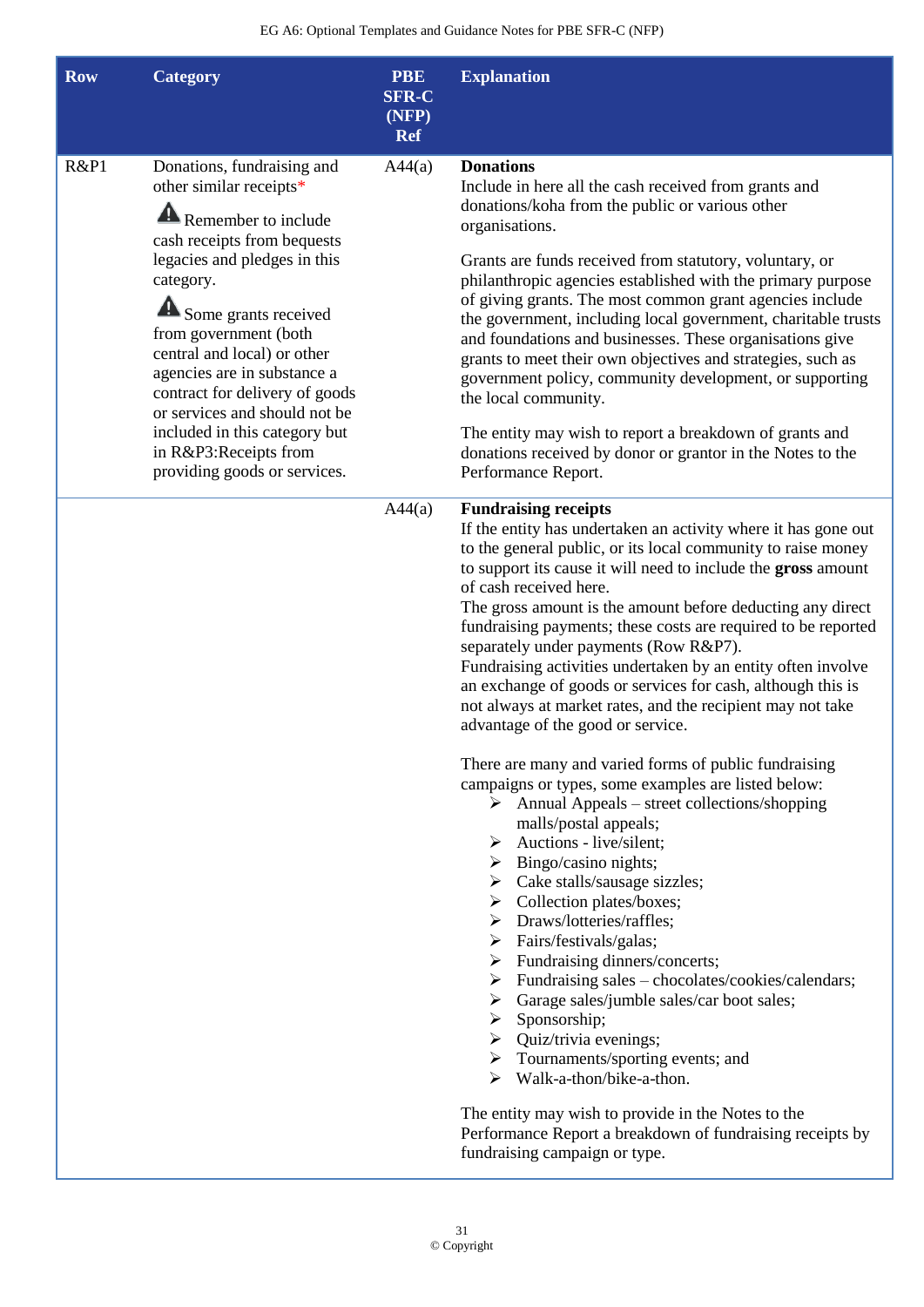| Row | Category | PBE SFR-C (NFP) Ref | Explanation |
|---|---|---|---|
| R&P1 | Donations, fundraising and other similar receipts*<br><br>⚠ Remember to include cash receipts from bequests legacies and pledges in this category.<br><br>⚠ Some grants received from government (both central and local) or other agencies are in substance a contract for delivery of goods or services and should not be included in this category but in R&P3:Receipts from providing goods or services. | A44(a) | **Donations**<br>Include in here all the cash received from grants and donations/koha from the public or various other organisations.<br><br>Grants are funds received from statutory, voluntary, or philanthropic agencies established with the primary purpose of giving grants. The most common grant agencies include the government, including local government, charitable trusts and foundations and businesses. These organisations give grants to meet their own objectives and strategies, such as government policy, community development, or supporting the local community.<br><br>The entity may wish to report a breakdown of grants and donations received by donor or grantor in the Notes to the Performance Report. |
| | | A44(a) | **Fundraising receipts**<br>If the entity has undertaken an activity where it has gone out to the general public, or its local community to raise money to support its cause it will need to include the **gross** amount of cash received here.<br>The gross amount is the amount before deducting any direct fundraising payments; these costs are required to be reported separately under payments (Row R&P7).<br>Fundraising activities undertaken by an entity often involve an exchange of goods or services for cash, although this is not always at market rates, and the recipient may not take advantage of the good or service.<br><br>There are many and varied forms of public fundraising campaigns or types, some examples are listed below:<br>➢ Annual Appeals – street collections/shopping malls/postal appeals;<br>➢ Auctions - live/silent;<br>➢ Bingo/casino nights;<br>➢ Cake stalls/sausage sizzles;<br>➢ Collection plates/boxes;<br>➢ Draws/lotteries/raffles;<br>➢ Fairs/festivals/galas;<br>➢ Fundraising dinners/concerts;<br>➢ Fundraising sales – chocolates/cookies/calendars;<br>➢ Garage sales/jumble sales/car boot sales;<br>➢ Sponsorship;<br>➢ Quiz/trivia evenings;<br>➢ Tournaments/sporting events; and<br>➢ Walk-a-thon/bike-a-thon.<br><br>The entity may wish to provide in the Notes to the Performance Report a breakdown of fundraising receipts by fundraising campaign or type. |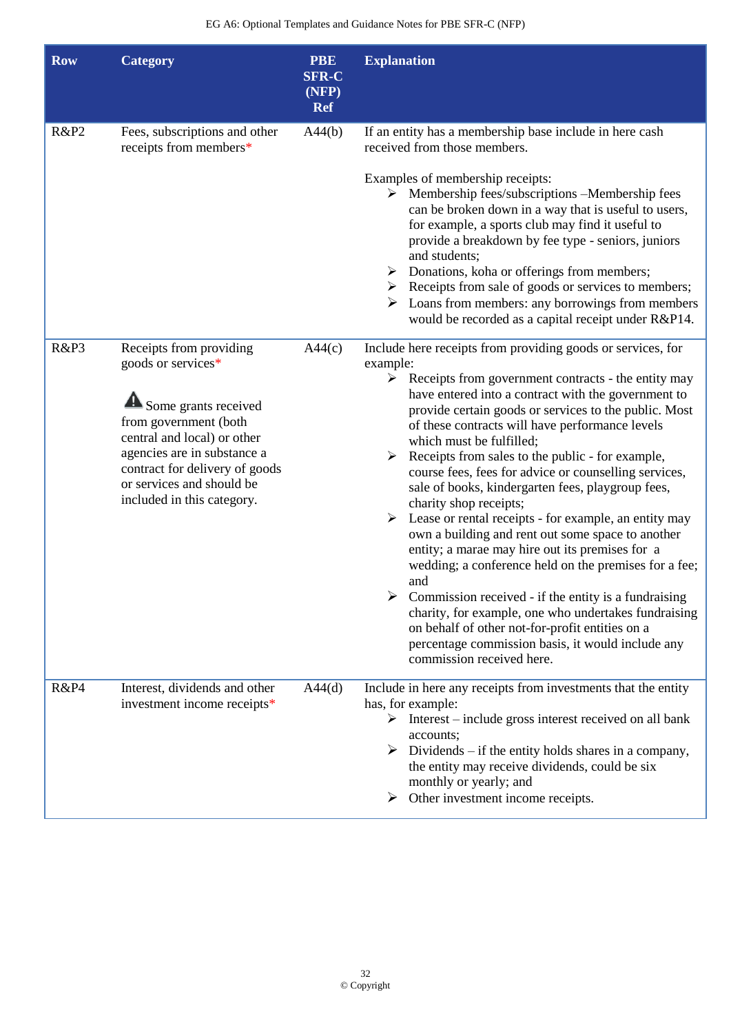| Row | Category | PBE SFR-C (NFP) Ref | Explanation |
|---|---|---|---|
| R&P2 | Fees, subscriptions and other receipts from members* | A44(b) | If an entity has a membership base include in here cash received from those members.<br><br>Examples of membership receipts:<br>➢ Membership fees/subscriptions –Membership fees can be broken down in a way that is useful to users, for example, a sports club may find it useful to provide a breakdown by fee type - seniors, juniors and students;<br>➢ Donations, koha or offerings from members;<br>➢ Receipts from sale of goods or services to members;<br>➢ Loans from members: any borrowings from members would be recorded as a capital receipt under R&P14. |
| R&P3 | Receipts from providing goods or services*<br><br>⚠ Some grants received from government (both central and local) or other agencies are in substance a contract for delivery of goods or services and should be included in this category. | A44(c) | Include here receipts from providing goods or services, for example:<br>➢ Receipts from government contracts - the entity may have entered into a contract with the government to provide certain goods or services to the public. Most of these contracts will have performance levels which must be fulfilled;<br>➢ Receipts from sales to the public - for example, course fees, fees for advice or counselling services, sale of books, kindergarten fees, playgroup fees, charity shop receipts;<br>➢ Lease or rental receipts - for example, an entity may own a building and rent out some space to another entity; a marae may hire out its premises for a wedding; a conference held on the premises for a fee; and<br>➢ Commission received - if the entity is a fundraising charity, for example, one who undertakes fundraising on behalf of other not-for-profit entities on a percentage commission basis, it would include any commission received here. |
| R&P4 | Interest, dividends and other investment income receipts* | A44(d) | Include in here any receipts from investments that the entity has, for example:<br>➢ Interest – include gross interest received on all bank accounts;<br>➢ Dividends – if the entity holds shares in a company, the entity may receive dividends, could be six monthly or yearly; and<br>➢ Other investment income receipts. |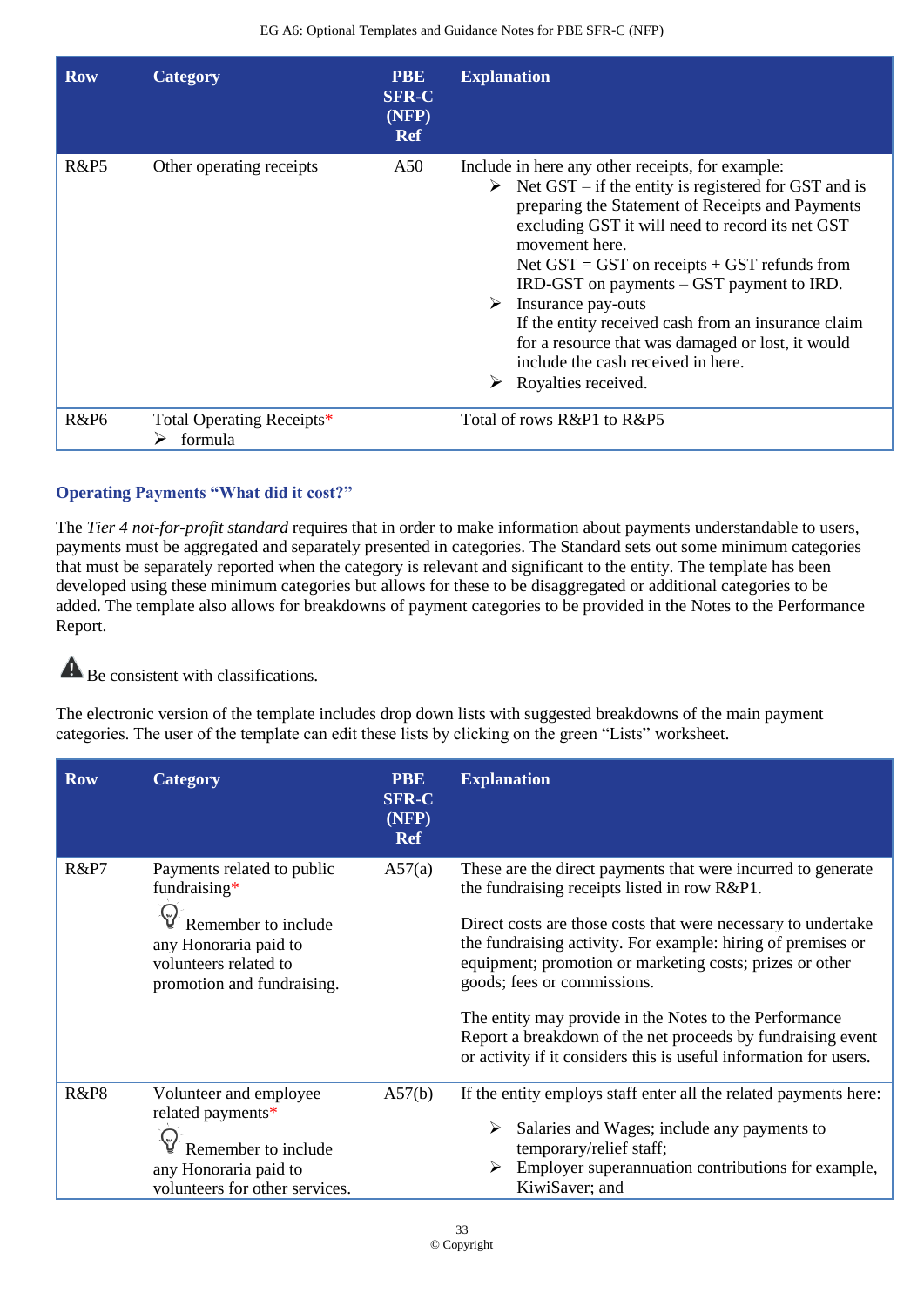| Row | Category | PBE SFR-C (NFP) Ref | Explanation |
|---|---|---|---|
| R&P5 | Other operating receipts | A50 | Include in here any other receipts, for example:<br>➢ Net GST – if the entity is registered for GST and is preparing the Statement of Receipts and Payments excluding GST it will need to record its net GST movement here.<br>Net GST = GST on receipts + GST refunds from IRD-GST on payments – GST payment to IRD.<br>➢ Insurance pay-outs<br>If the entity received cash from an insurance claim for a resource that was damaged or lost, it would include the cash received in here.<br>➢ Royalties received. |
| R&P6 | Total Operating Receipts*<br>➢ formula | | Total of rows R&P1 to R&P5 |

### Operating Payments "What did it cost?"

The *Tier 4 not-for-profit standard* requires that in order to make information about payments understandable to users, payments must be aggregated and separately presented in categories. The Standard sets out some minimum categories that must be separately reported when the category is relevant and significant to the entity. The template has been developed using these minimum categories but allows for these to be disaggregated or additional categories to be added. The template also allows for breakdowns of payment categories to be provided in the Notes to the Performance Report.

⚠ Be consistent with classifications.

The electronic version of the template includes drop down lists with suggested breakdowns of the main payment categories. The user of the template can edit these lists by clicking on the green "Lists" worksheet.

| Row | Category | PBE SFR-C (NFP) Ref | Explanation |
|---|---|---|---|
| R&P7 | Payments related to public fundraising*<br>Remember to include any Honoraria paid to volunteers related to promotion and fundraising. | A57(a) | These are the direct payments that were incurred to generate the fundraising receipts listed in row R&P1.<br>Direct costs are those costs that were necessary to undertake the fundraising activity. For example: hiring of premises or equipment; promotion or marketing costs; prizes or other goods; fees or commissions.<br>The entity may provide in the Notes to the Performance Report a breakdown of the net proceeds by fundraising event or activity if it considers this is useful information for users. |
| R&P8 | Volunteer and employee related payments*<br>Remember to include any Honoraria paid to volunteers for other services. | A57(b) | If the entity employs staff enter all the related payments here:<br>➢ Salaries and Wages; include any payments to temporary/relief staff;<br>➢ Employer superannuation contributions for example, KiwiSaver; and |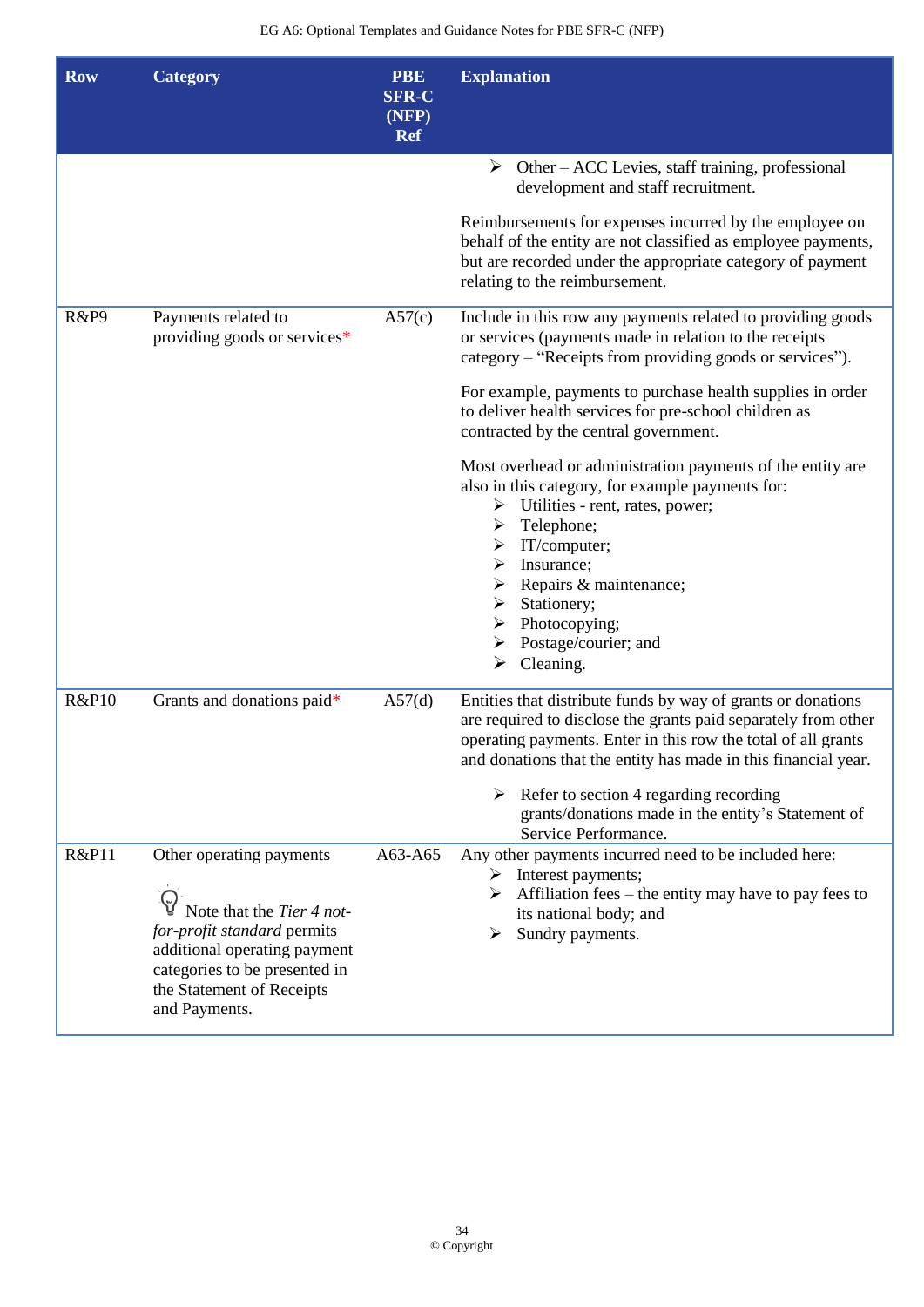| Row | Category | PBE SFR-C (NFP) Ref | Explanation |
|---|---|---|---|
| | | | ➢ Other – ACC Levies, staff training, professional development and staff recruitment.<br><br>Reimbursements for expenses incurred by the employee on behalf of the entity are not classified as employee payments, but are recorded under the appropriate category of payment relating to the reimbursement. |
| R&P9 | Payments related to providing goods or services* | A57(c) | Include in this row any payments related to providing goods or services (payments made in relation to the receipts category – "Receipts from providing goods or services").<br><br>For example, payments to purchase health supplies in order to deliver health services for pre-school children as contracted by the central government.<br><br>Most overhead or administration payments of the entity are also in this category, for example payments for:<br>➢ Utilities - rent, rates, power;<br>➢ Telephone;<br>➢ IT/computer;<br>➢ Insurance;<br>➢ Repairs & maintenance;<br>➢ Stationery;<br>➢ Photocopying;<br>➢ Postage/courier; and<br>➢ Cleaning. |
| R&P10 | Grants and donations paid* | A57(d) | Entities that distribute funds by way of grants or donations are required to disclose the grants paid separately from other operating payments. Enter in this row the total of all grants and donations that the entity has made in this financial year.<br><br>➢ Refer to section 4 regarding recording grants/donations made in the entity's Statement of Service Performance. |
| R&P11 | Other operating payments<br><br>Note that the *Tier 4 not-for-profit standard* permits additional operating payment categories to be presented in the Statement of Receipts and Payments. | A63-A65 | Any other payments incurred need to be included here:<br>➢ Interest payments;<br>➢ Affiliation fees – the entity may have to pay fees to its national body; and<br>➢ Sundry payments. |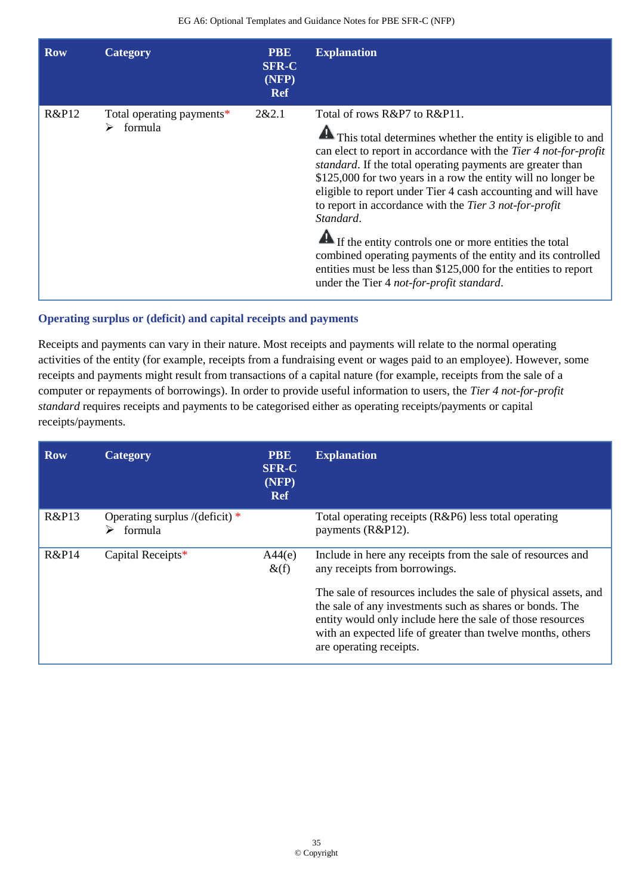| Row | Category | PBE SFR-C (NFP) Ref | Explanation |
|---|---|---|---|
| R&P12 | Total operating payments* <br> ➢ formula | 2&2.1 | Total of rows R&P7 to R&P11. <br><br> ⚠ This total determines whether the entity is eligible to and can elect to report in accordance with the *Tier 4 not-for-profit standard*. If the total operating payments are greater than $125,000 for two years in a row the entity will no longer be eligible to report under Tier 4 cash accounting and will have to report in accordance with the *Tier 3 not-for-profit Standard*. <br><br> ⚠ If the entity controls one or more entities the total combined operating payments of the entity and its controlled entities must be less than $125,000 for the entities to report under the Tier 4 *not-for-profit standard*. |

### Operating surplus or (deficit) and capital receipts and payments

Receipts and payments can vary in their nature. Most receipts and payments will relate to the normal operating activities of the entity (for example, receipts from a fundraising event or wages paid to an employee). However, some receipts and payments might result from transactions of a capital nature (for example, receipts from the sale of a computer or repayments of borrowings). In order to provide useful information to users, the *Tier 4 not-for-profit standard* requires receipts and payments to be categorised either as operating receipts/payments or capital receipts/payments.

| Row | Category | PBE SFR-C (NFP) Ref | Explanation |
|---|---|---|---|
| R&P13 | Operating surplus /(deficit) * <br> ➢ formula | | Total operating receipts (R&P6) less total operating payments (R&P12). |
| R&P14 | Capital Receipts* | A44(e) &(f) | Include in here any receipts from the sale of resources and any receipts from borrowings. <br><br> The sale of resources includes the sale of physical assets, and the sale of any investments such as shares or bonds. The entity would only include here the sale of those resources with an expected life of greater than twelve months, others are operating receipts. |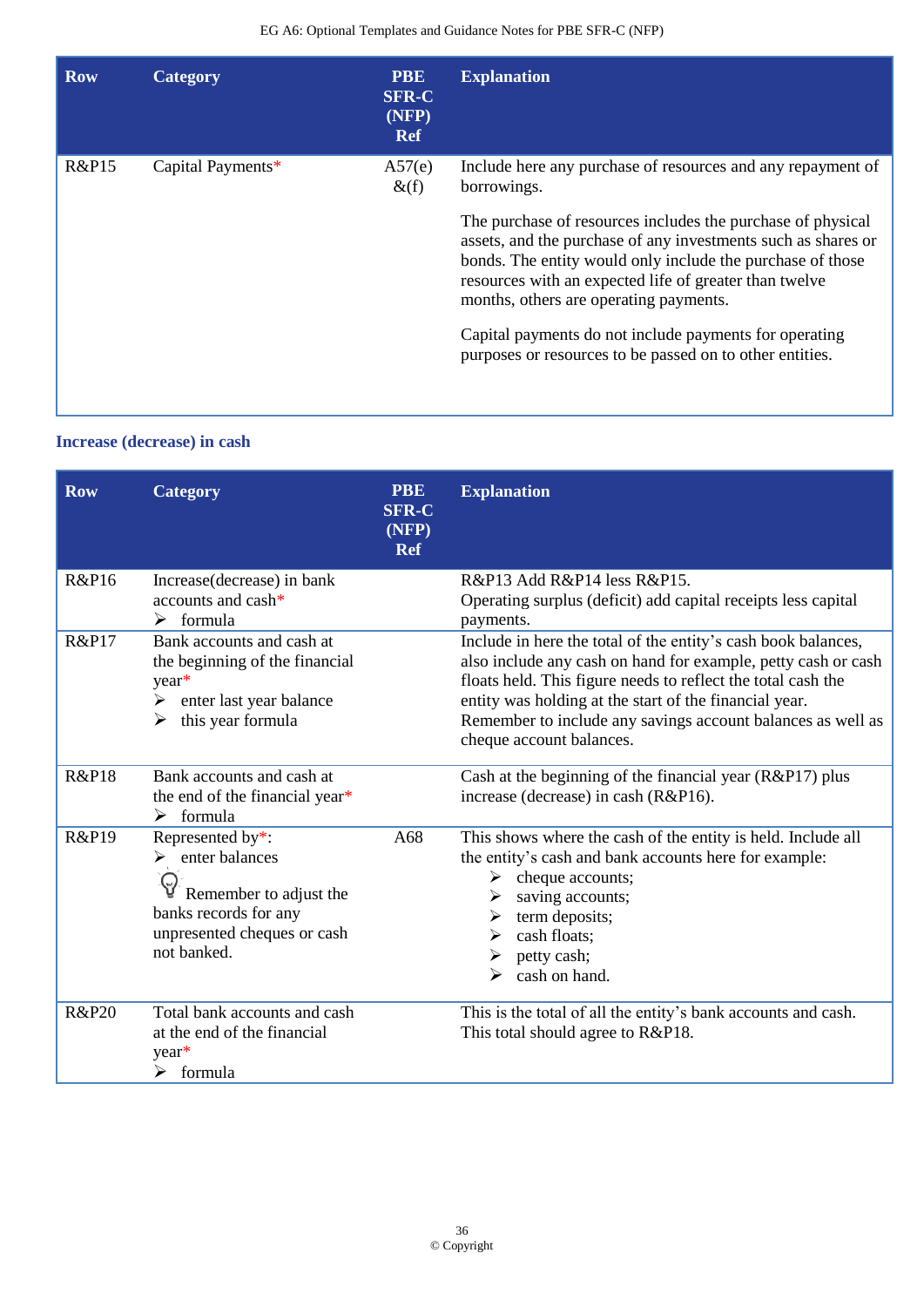| Row | Category | PBE SFR-C (NFP) Ref | Explanation |
|---|---|---|---|
| R&P15 | Capital Payments* | A57(e) &(f) | Include here any purchase of resources and any repayment of borrowings.<br><br>The purchase of resources includes the purchase of physical assets, and the purchase of any investments such as shares or bonds. The entity would only include the purchase of those resources with an expected life of greater than twelve months, others are operating payments.<br><br>Capital payments do not include payments for operating purposes or resources to be passed on to other entities. |

### Increase (decrease) in cash

| Row | Category | PBE SFR-C (NFP) Ref | Explanation |
|---|---|---|---|
| R&P16 | Increase(decrease) in bank accounts and cash*<br>➢ formula | | R&P13 Add R&P14 less R&P15.<br>Operating surplus (deficit) add capital receipts less capital payments. |
| R&P17 | Bank accounts and cash at the beginning of the financial year*<br>➢ enter last year balance<br>➢ this year formula | | Include in here the total of the entity's cash book balances, also include any cash on hand for example, petty cash or cash floats held. This figure needs to reflect the total cash the entity was holding at the start of the financial year. Remember to include any savings account balances as well as cheque account balances. |
| R&P18 | Bank accounts and cash at the end of the financial year*<br>➢ formula | | Cash at the beginning of the financial year (R&P17) plus increase (decrease) in cash (R&P16). |
| R&P19 | Represented by*:<br>➢ enter balances<br>Remember to adjust the banks records for any unpresented cheques or cash not banked. | A68 | This shows where the cash of the entity is held. Include all the entity's cash and bank accounts here for example:<br>➢ cheque accounts;<br>➢ saving accounts;<br>➢ term deposits;<br>➢ cash floats;<br>➢ petty cash;<br>➢ cash on hand. |
| R&P20 | Total bank accounts and cash at the end of the financial year*<br>➢ formula | | This is the total of all the entity's bank accounts and cash. This total should agree to R&P18. |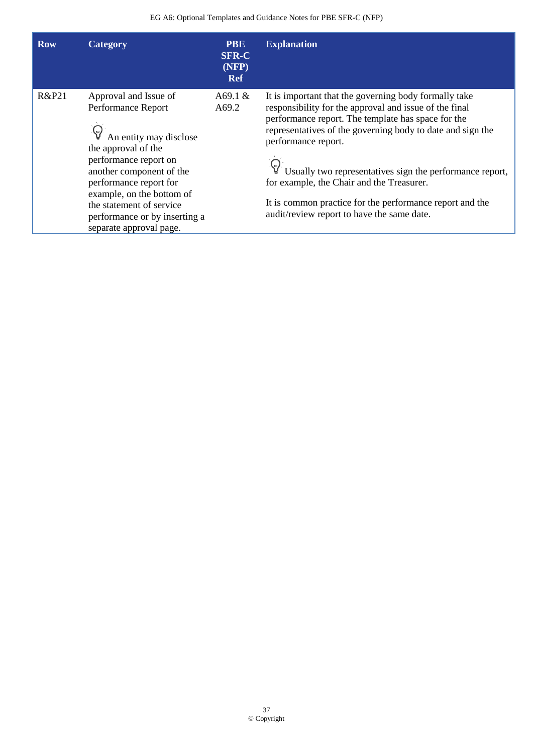| Row | Category | PBE SFR-C (NFP) Ref | Explanation |
|---|---|---|---|
| R&P21 | Approval and Issue of Performance Report<br><br>An entity may disclose the approval of the performance report on another component of the performance report for example, on the bottom of the statement of service performance or by inserting a separate approval page. | A69.1 & A69.2 | It is important that the governing body formally take responsibility for the approval and issue of the final performance report. The template has space for the representatives of the governing body to date and sign the performance report.<br><br>Usually two representatives sign the performance report, for example, the Chair and the Treasurer.<br><br>It is common practice for the performance report and the audit/review report to have the same date. |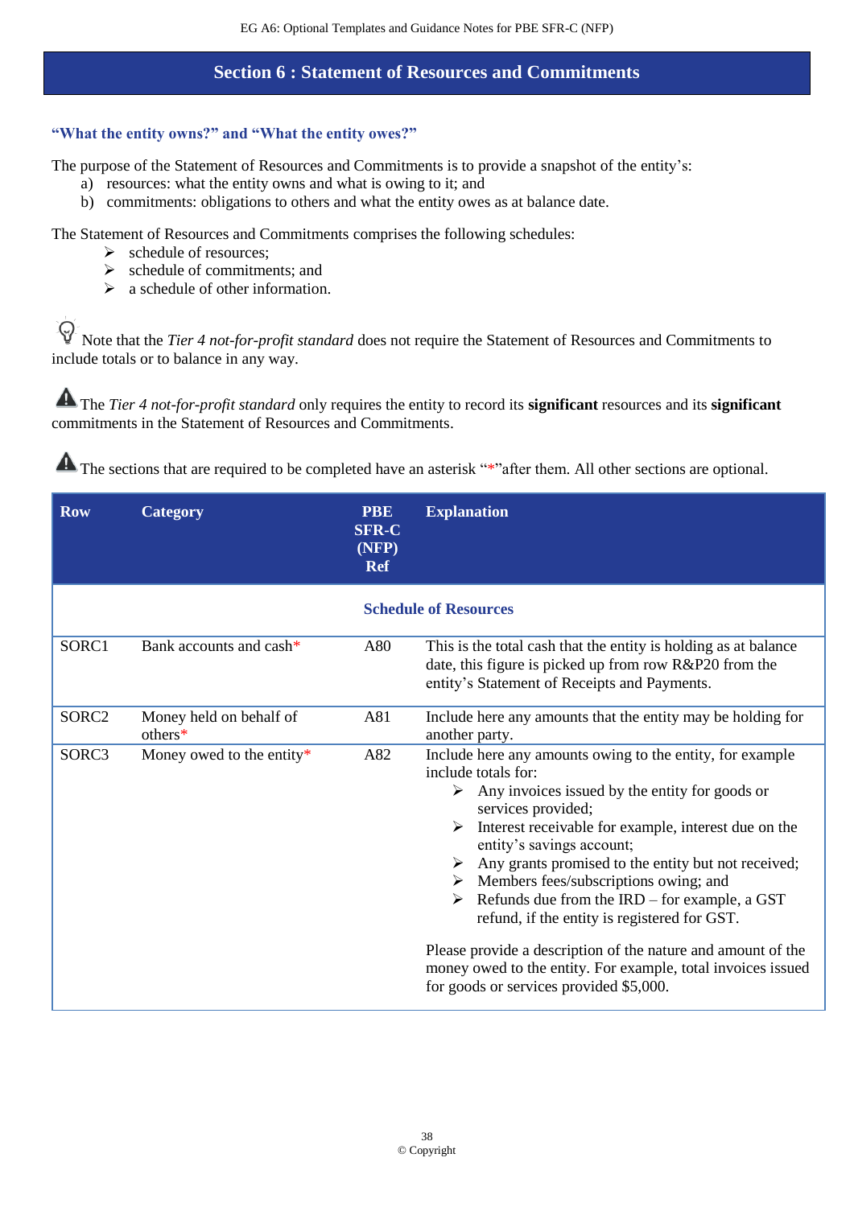# Section 6 : Statement of Resources and Commitments

### "What the entity owns?" and "What the entity owes?"

The purpose of the Statement of Resources and Commitments is to provide a snapshot of the entity's:

a) resources: what the entity owns and what is owing to it; and
b) commitments: obligations to others and what the entity owes as at balance date.

The Statement of Resources and Commitments comprises the following schedules:

- schedule of resources;
- schedule of commitments; and
- a schedule of other information.

Note that the *Tier 4 not-for-profit standard* does not require the Statement of Resources and Commitments to include totals or to balance in any way.

The *Tier 4 not-for-profit standard* only requires the entity to record its **significant** resources and its **significant** commitments in the Statement of Resources and Commitments.

The sections that are required to be completed have an asterisk "*"after them. All other sections are optional.

| Row | Category | PBE SFR-C (NFP) Ref | Explanation |
|---|---|---|---|
| | | **Schedule of Resources** | |
| SORC1 | Bank accounts and cash* | A80 | This is the total cash that the entity is holding as at balance date, this figure is picked up from row R&P20 from the entity's Statement of Receipts and Payments. |
| SORC2 | Money held on behalf of others* | A81 | Include here any amounts that the entity may be holding for another party. |
| SORC3 | Money owed to the entity* | A82 | Include here any amounts owing to the entity, for example include totals for:<br>➢ Any invoices issued by the entity for goods or services provided;<br>➢ Interest receivable for example, interest due on the entity's savings account;<br>➢ Any grants promised to the entity but not received;<br>➢ Members fees/subscriptions owing; and<br>➢ Refunds due from the IRD – for example, a GST refund, if the entity is registered for GST.<br><br>Please provide a description of the nature and amount of the money owed to the entity. For example, total invoices issued for goods or services provided $5,000. |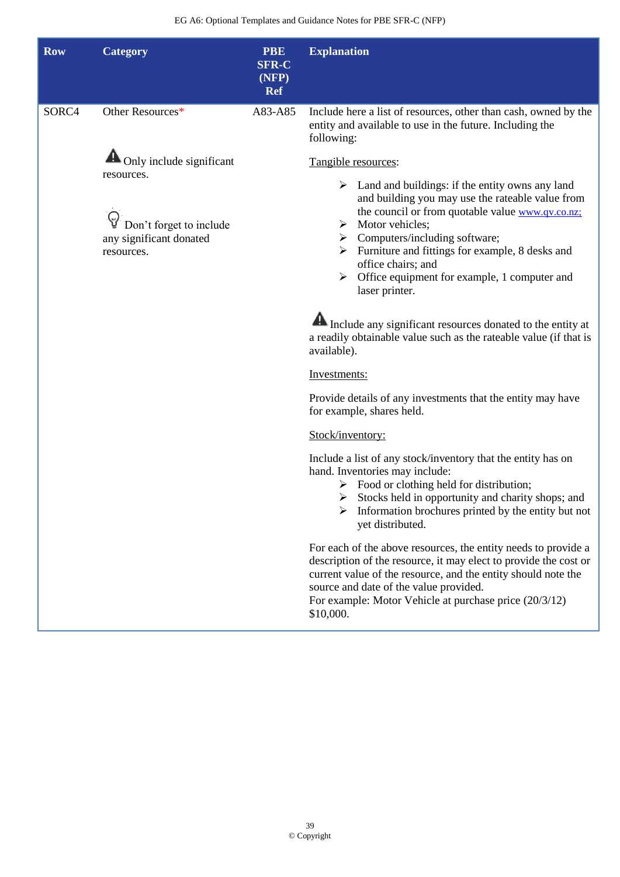| Row | Category | PBE SFR-C (NFP) Ref | Explanation |
|---|---|---|---|
| SORC4 | Other Resources*<br><br>⚠ Only include significant resources.<br><br>💡 Don't forget to include any significant donated resources. | A83-A85 | Include here a list of resources, other than cash, owned by the entity and available to use in the future. Including the following:<br><br><u>Tangible resources</u>:<br><br>➢ Land and buildings: if the entity owns any land and building you may use the rateable value from the council or from quotable value www.qv.co.nz;<br>➢ Motor vehicles;<br>➢ Computers/including software;<br>➢ Furniture and fittings for example, 8 desks and office chairs; and<br>➢ Office equipment for example, 1 computer and laser printer.<br><br>⚠ Include any significant resources donated to the entity at a readily obtainable value such as the rateable value (if that is available).<br><br><u>Investments:</u><br><br>Provide details of any investments that the entity may have for example, shares held.<br><br><u>Stock/inventory:</u><br><br>Include a list of any stock/inventory that the entity has on hand. Inventories may include:<br>➢ Food or clothing held for distribution;<br>➢ Stocks held in opportunity and charity shops; and<br>➢ Information brochures printed by the entity but not yet distributed.<br><br>For each of the above resources, the entity needs to provide a description of the resource, it may elect to provide the cost or current value of the resource, and the entity should note the source and date of the value provided.<br>For example: Motor Vehicle at purchase price (20/3/12) $10,000. |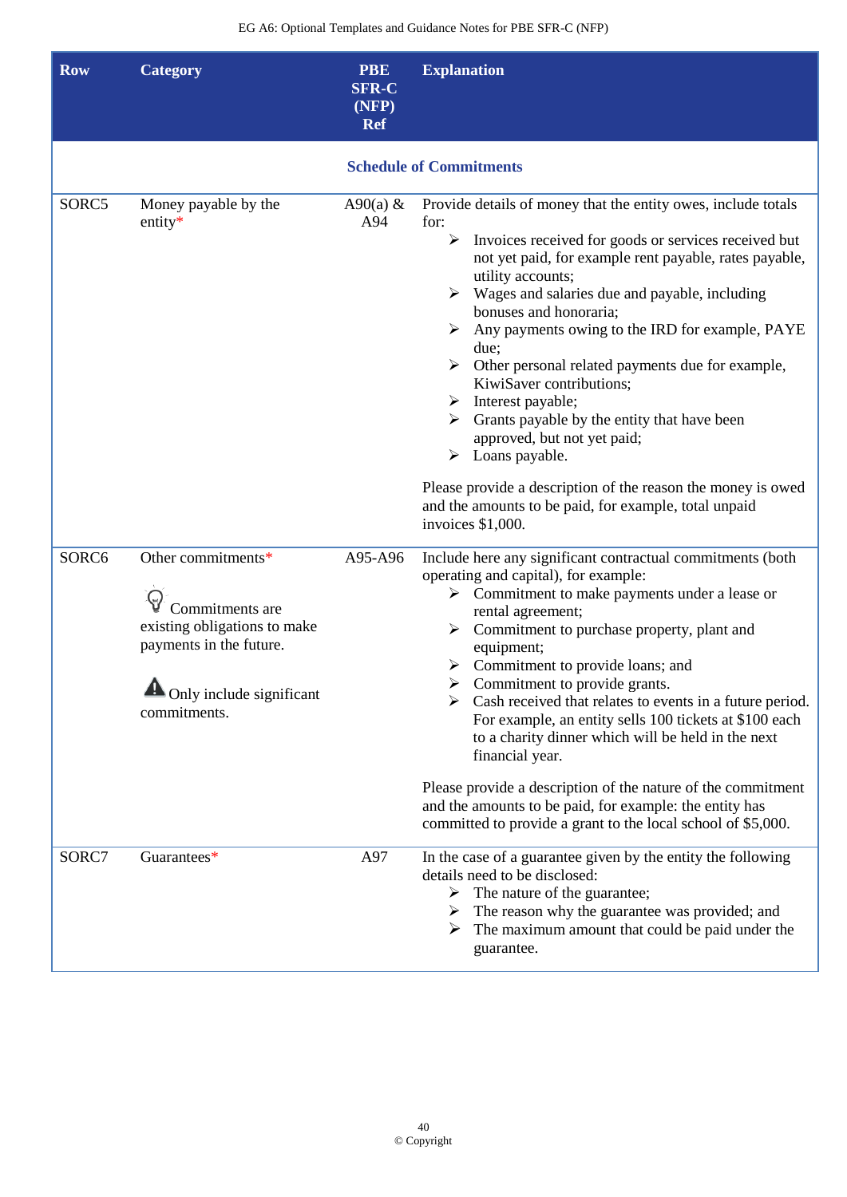| Row | Category | PBE SFR-C (NFP) Ref | Explanation |
|---|---|---|---|
| **Schedule of Commitments** | | | |
| SORC5 | Money payable by the entity* | A90(a) & A94 | Provide details of money that the entity owes, include totals for:<br>➢ Invoices received for goods or services received but not yet paid, for example rent payable, rates payable, utility accounts;<br>➢ Wages and salaries due and payable, including bonuses and honoraria;<br>➢ Any payments owing to the IRD for example, PAYE due;<br>➢ Other personal related payments due for example, KiwiSaver contributions;<br>➢ Interest payable;<br>➢ Grants payable by the entity that have been approved, but not yet paid;<br>➢ Loans payable.<br><br>Please provide a description of the reason the money is owed and the amounts to be paid, for example, total unpaid invoices $1,000. |
| SORC6 | Other commitments*<br><br>Commitments are existing obligations to make payments in the future.<br><br>Only include significant commitments. | A95-A96 | Include here any significant contractual commitments (both operating and capital), for example:<br>➢ Commitment to make payments under a lease or rental agreement;<br>➢ Commitment to purchase property, plant and equipment;<br>➢ Commitment to provide loans; and<br>➢ Commitment to provide grants.<br>➢ Cash received that relates to events in a future period. For example, an entity sells 100 tickets at $100 each to a charity dinner which will be held in the next financial year.<br><br>Please provide a description of the nature of the commitment and the amounts to be paid, for example: the entity has committed to provide a grant to the local school of $5,000. |
| SORC7 | Guarantees* | A97 | In the case of a guarantee given by the entity the following details need to be disclosed:<br>➢ The nature of the guarantee;<br>➢ The reason why the guarantee was provided; and<br>➢ The maximum amount that could be paid under the guarantee. |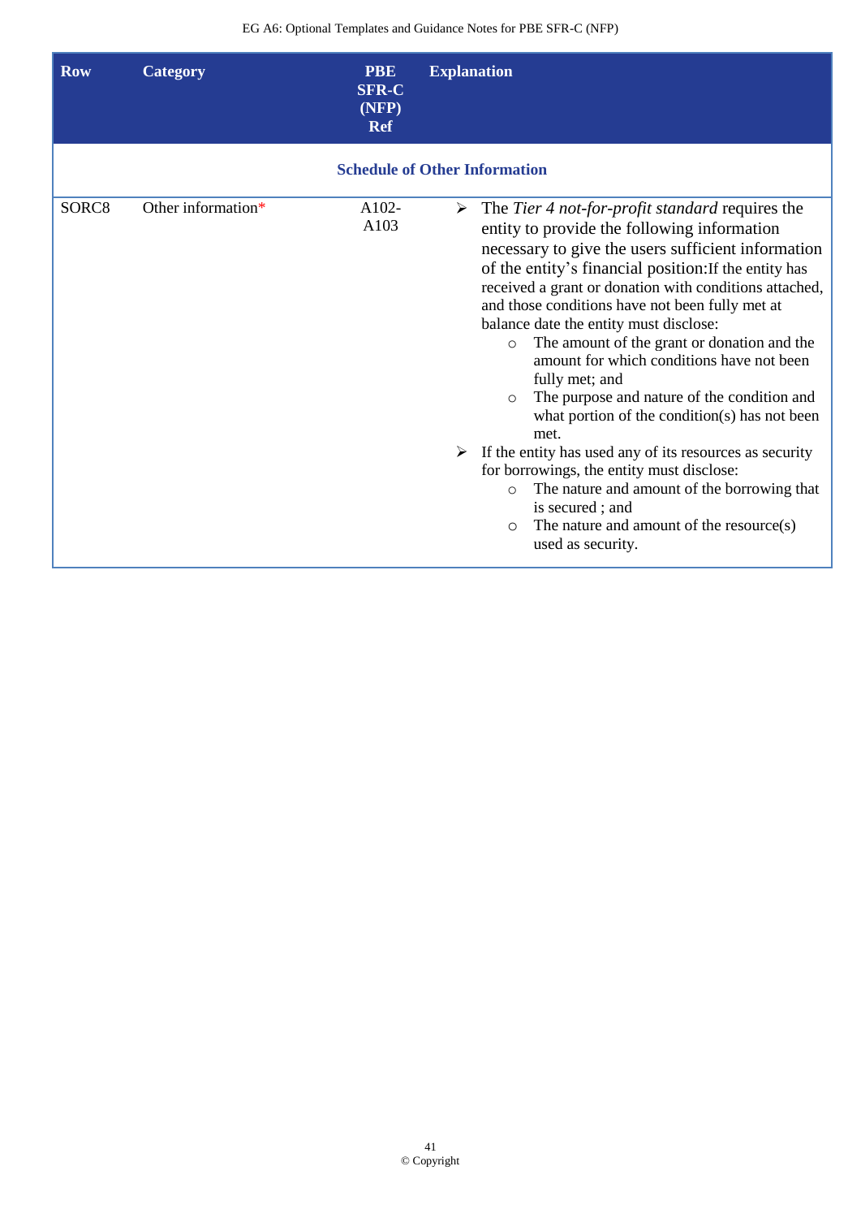| Row | Category | PBE SFR-C (NFP) Ref | Explanation |
|---|---|---|---|
| **Schedule of Other Information** | | | |
| SORC8 | Other information* | A102-A103 | ➢ The *Tier 4 not-for-profit standard* requires the entity to provide the following information necessary to give the users sufficient information of the entity's financial position:If the entity has received a grant or donation with conditions attached, and those conditions have not been fully met at balance date the entity must disclose:<br>○ The amount of the grant or donation and the amount for which conditions have not been fully met; and<br>○ The purpose and nature of the condition and what portion of the condition(s) has not been met.<br>➢ If the entity has used any of its resources as security for borrowings, the entity must disclose:<br>○ The nature and amount of the borrowing that is secured ; and<br>○ The nature and amount of the resource(s) used as security. |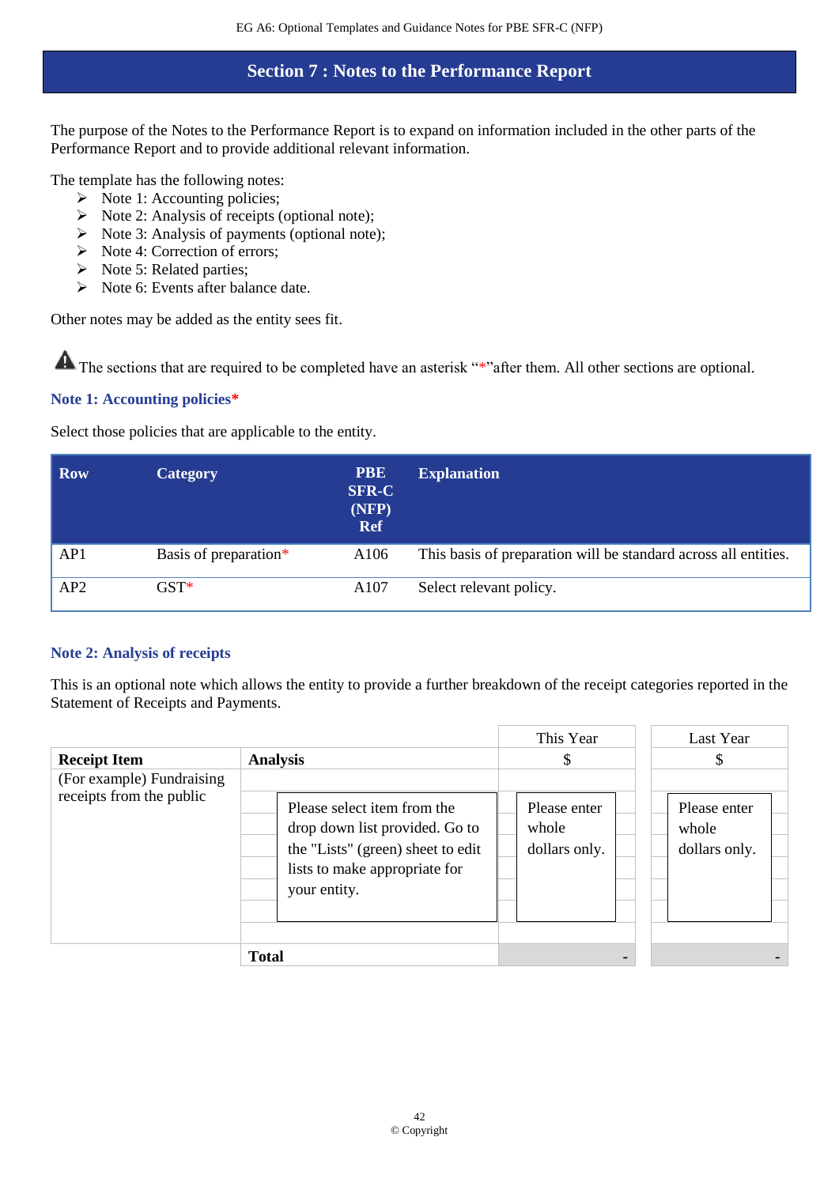## Section 7 : Notes to the Performance Report

The purpose of the Notes to the Performance Report is to expand on information included in the other parts of the Performance Report and to provide additional relevant information.

The template has the following notes:

- Note 1: Accounting policies;
- Note 2: Analysis of receipts (optional note);
- Note 3: Analysis of payments (optional note);
- Note 4: Correction of errors;
- Note 5: Related parties;
- Note 6: Events after balance date.

Other notes may be added as the entity sees fit.

⚠ The sections that are required to be completed have an asterisk "*"after them. All other sections are optional.

### Note 1: Accounting policies*

Select those policies that are applicable to the entity.

| Row | Category | PBE SFR-C (NFP) Ref | Explanation |
|---|---|---|---|
| AP1 | Basis of preparation* | A106 | This basis of preparation will be standard across all entities. |
| AP2 | GST* | A107 | Select relevant policy. |

### Note 2: Analysis of receipts

This is an optional note which allows the entity to provide a further breakdown of the receipt categories reported in the Statement of Receipts and Payments.

| Receipt Item | Analysis | This Year $ | Last Year $ |
|---|---|---|---|
| (For example) Fundraising receipts from the public | Please select item from the drop down list provided. Go to the "Lists" (green) sheet to edit lists to make appropriate for your entity. | Please enter whole dollars only. | Please enter whole dollars only. |
| | **Total** | - | - |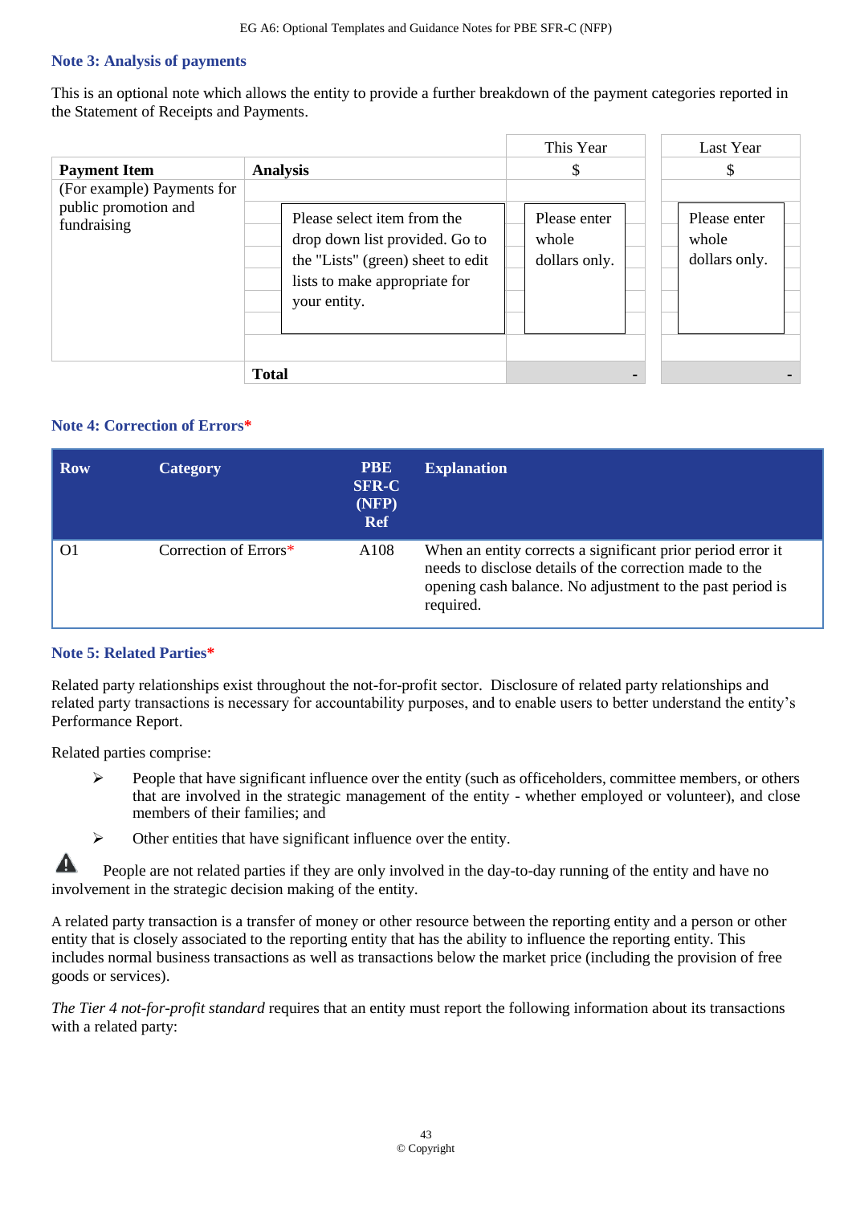### Note 3: Analysis of payments

This is an optional note which allows the entity to provide a further breakdown of the payment categories reported in the Statement of Receipts and Payments.

| Payment Item | Analysis | This Year $ | Last Year $ |
|---|---|---|---|
| (For example) Payments for public promotion and fundraising | Please select item from the drop down list provided. Go to the "Lists" (green) sheet to edit lists to make appropriate for your entity. | Please enter whole dollars only. | Please enter whole dollars only. |
| | Total | - | - |

### Note 4: Correction of Errors*

| Row | Category | PBE SFR-C (NFP) Ref | Explanation |
|---|---|---|---|
| O1 | Correction of Errors* | A108 | When an entity corrects a significant prior period error it needs to disclose details of the correction made to the opening cash balance. No adjustment to the past period is required. |

### Note 5: Related Parties*

Related party relationships exist throughout the not-for-profit sector. Disclosure of related party relationships and related party transactions is necessary for accountability purposes, and to enable users to better understand the entity's Performance Report.

Related parties comprise:

- People that have significant influence over the entity (such as officeholders, committee members, or others that are involved in the strategic management of the entity - whether employed or volunteer), and close members of their families; and
- Other entities that have significant influence over the entity.

⚠ People are not related parties if they are only involved in the day-to-day running of the entity and have no involvement in the strategic decision making of the entity.

A related party transaction is a transfer of money or other resource between the reporting entity and a person or other entity that is closely associated to the reporting entity that has the ability to influence the reporting entity. This includes normal business transactions as well as transactions below the market price (including the provision of free goods or services).

*The Tier 4 not-for-profit standard* requires that an entity must report the following information about its transactions with a related party: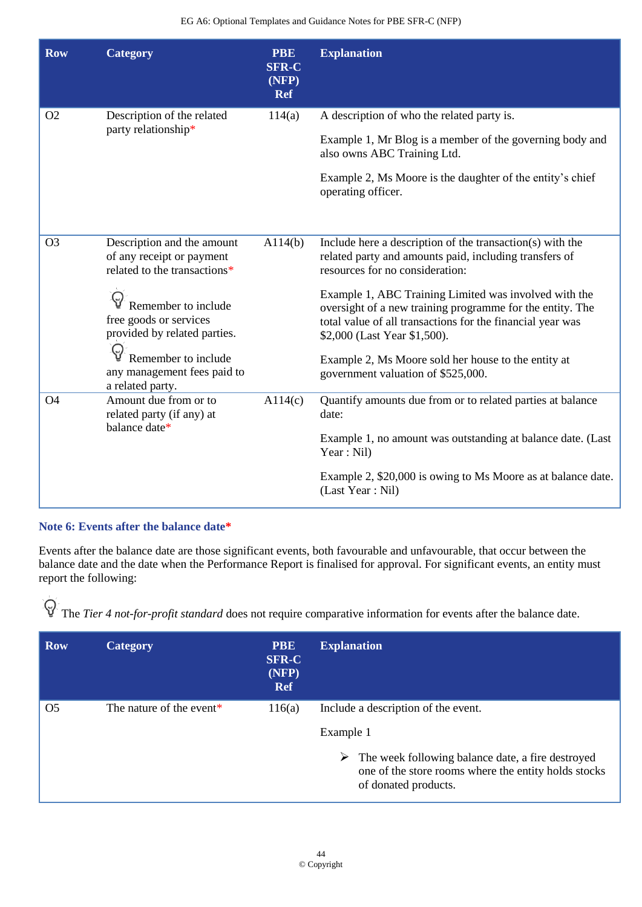| Row | Category | PBE SFR-C (NFP) Ref | Explanation |
|---|---|---|---|
| O2 | Description of the related party relationship* | 114(a) | A description of who the related party is.<br><br>Example 1, Mr Blog is a member of the governing body and also owns ABC Training Ltd.<br><br>Example 2, Ms Moore is the daughter of the entity's chief operating officer. |
| O3 | Description and the amount of any receipt or payment related to the transactions*<br><br>Remember to include free goods or services provided by related parties.<br><br>Remember to include any management fees paid to a related party. | A114(b) | Include here a description of the transaction(s) with the related party and amounts paid, including transfers of resources for no consideration:<br><br>Example 1, ABC Training Limited was involved with the oversight of a new training programme for the entity. The total value of all transactions for the financial year was $2,000 (Last Year $1,500).<br><br>Example 2, Ms Moore sold her house to the entity at government valuation of $525,000. |
| O4 | Amount due from or to related party (if any) at balance date* | A114(c) | Quantify amounts due from or to related parties at balance date:<br><br>Example 1, no amount was outstanding at balance date. (Last Year : Nil)<br><br>Example 2, $20,000 is owing to Ms Moore as at balance date. (Last Year : Nil) |

### Note 6: Events after the balance date*

Events after the balance date are those significant events, both favourable and unfavourable, that occur between the balance date and the date when the Performance Report is finalised for approval. For significant events, an entity must report the following:

The *Tier 4 not-for-profit standard* does not require comparative information for events after the balance date.

| Row | Category | PBE SFR-C (NFP) Ref | Explanation |
|---|---|---|---|
| O5 | The nature of the event* | 116(a) | Include a description of the event.<br><br>Example 1<br><br>➢ The week following balance date, a fire destroyed one of the store rooms where the entity holds stocks of donated products. |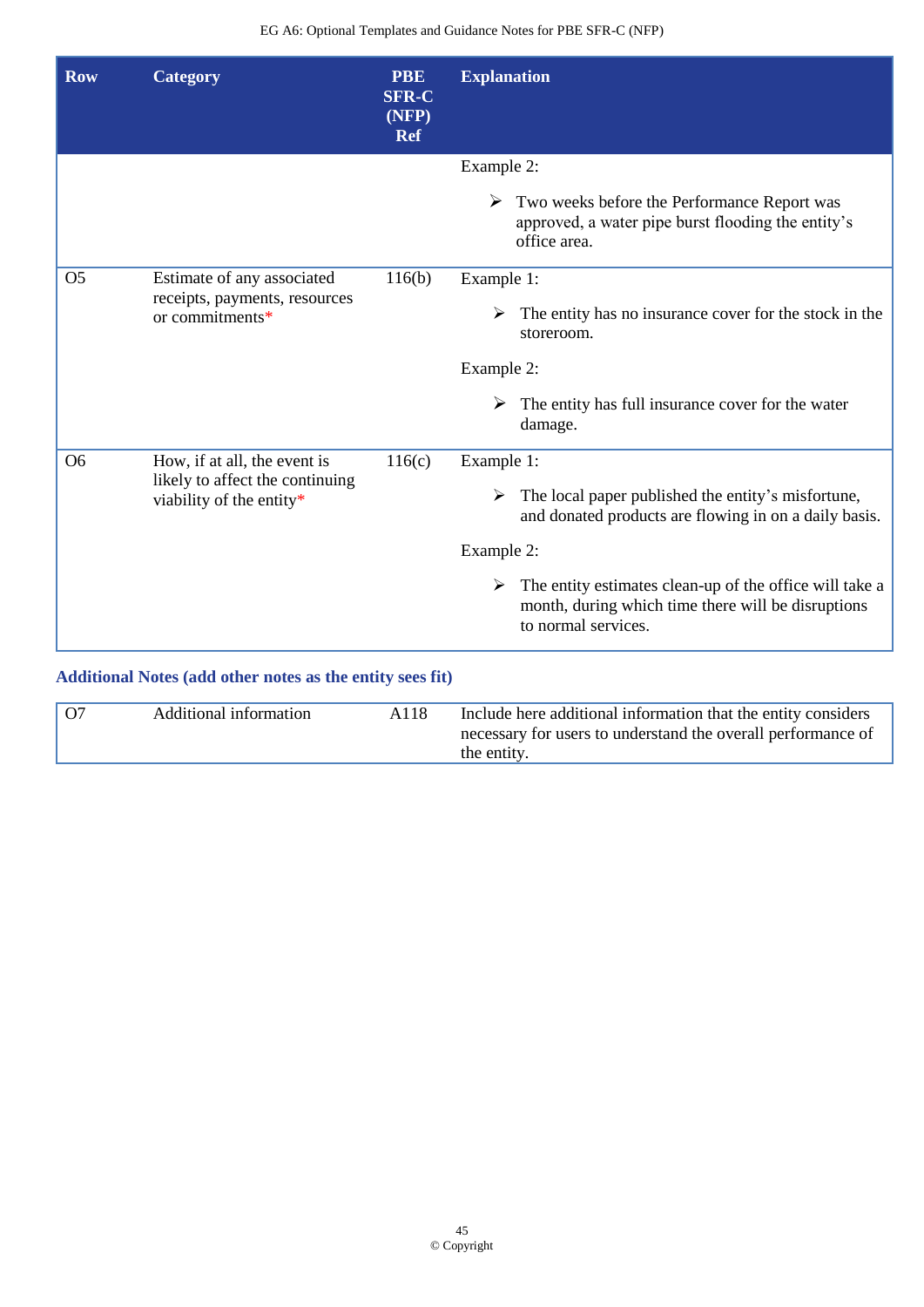| Row | Category | PBE SFR-C (NFP) Ref | Explanation |
|---|---|---|---|
| | | | Example 2:<br><br>➢ Two weeks before the Performance Report was approved, a water pipe burst flooding the entity's office area. |
| O5 | Estimate of any associated receipts, payments, resources or commitments* | 116(b) | Example 1:<br><br>➢ The entity has no insurance cover for the stock in the storeroom.<br><br>Example 2:<br><br>➢ The entity has full insurance cover for the water damage. |
| O6 | How, if at all, the event is likely to affect the continuing viability of the entity* | 116(c) | Example 1:<br><br>➢ The local paper published the entity's misfortune, and donated products are flowing in on a daily basis.<br><br>Example 2:<br><br>➢ The entity estimates clean-up of the office will take a month, during which time there will be disruptions to normal services. |

**Additional Notes (add other notes as the entity sees fit)**

| Row | Category | PBE SFR-C (NFP) Ref | Explanation |
|---|---|---|---|
| O7 | Additional information | A118 | Include here additional information that the entity considers necessary for users to understand the overall performance of the entity. |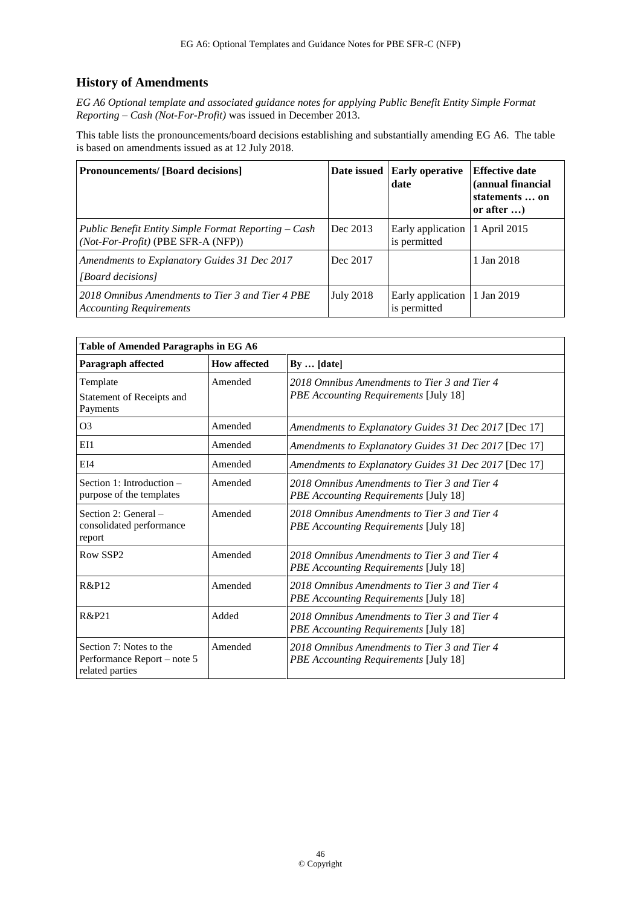## History of Amendments

*EG A6 Optional template and associated guidance notes for applying Public Benefit Entity Simple Format Reporting – Cash (Not-For-Profit)* was issued in December 2013.

This table lists the pronouncements/board decisions establishing and substantially amending EG A6. The table is based on amendments issued as at 12 July 2018.

| Pronouncements/ [Board decisions] | Date issued | Early operative date | Effective date (annual financial statements … on or after …) |
|---|---|---|---|
| *Public Benefit Entity Simple Format Reporting – Cash (Not-For-Profit)* (PBE SFR-A (NFP)) | Dec 2013 | Early application is permitted | 1 April 2015 |
| *Amendments to Explanatory Guides 31 Dec 2017* *[Board decisions]* | Dec 2017 | | 1 Jan 2018 |
| *2018 Omnibus Amendments to Tier 3 and Tier 4 PBE Accounting Requirements* | July 2018 | Early application is permitted | 1 Jan 2019 |

| Table of Amended Paragraphs in EG A6 | | |
|---|---|---|
| **Paragraph affected** | **How affected** | **By … [date]** |
| Template Statement of Receipts and Payments | Amended | *2018 Omnibus Amendments to Tier 3 and Tier 4 PBE Accounting Requirements* [July 18] |
| O3 | Amended | *Amendments to Explanatory Guides 31 Dec 2017* [Dec 17] |
| EI1 | Amended | *Amendments to Explanatory Guides 31 Dec 2017* [Dec 17] |
| EI4 | Amended | *Amendments to Explanatory Guides 31 Dec 2017* [Dec 17] |
| Section 1: Introduction – purpose of the templates | Amended | *2018 Omnibus Amendments to Tier 3 and Tier 4 PBE Accounting Requirements* [July 18] |
| Section 2: General – consolidated performance report | Amended | *2018 Omnibus Amendments to Tier 3 and Tier 4 PBE Accounting Requirements* [July 18] |
| Row SSP2 | Amended | *2018 Omnibus Amendments to Tier 3 and Tier 4 PBE Accounting Requirements* [July 18] |
| R&P12 | Amended | *2018 Omnibus Amendments to Tier 3 and Tier 4 PBE Accounting Requirements* [July 18] |
| R&P21 | Added | *2018 Omnibus Amendments to Tier 3 and Tier 4 PBE Accounting Requirements* [July 18] |
| Section 7: Notes to the Performance Report – note 5 related parties | Amended | *2018 Omnibus Amendments to Tier 3 and Tier 4 PBE Accounting Requirements* [July 18] |

© Copyright